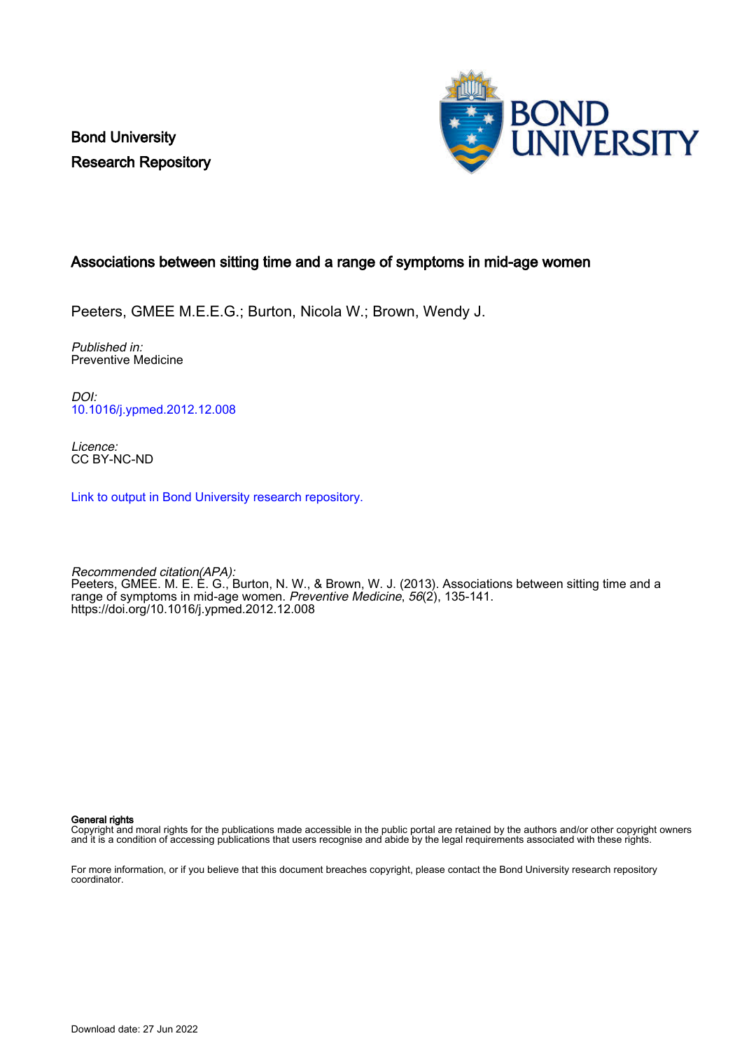Bond University
Research Repository

## Associations between sitting time and a range of symptoms in mid-age women

Peeters, GMEE M.E.E.G.; Burton, Nicola W.; Brown, Wendy J.

*Published in:*
Preventive Medicine

*DOI:*
10.1016/j.ypmed.2012.12.008

*Licence:*
CC BY-NC-ND

Link to output in Bond University research repository.

*Recommended citation(APA):*
Peeters, GMEE. M. E. E. G., Burton, N. W., & Brown, W. J. (2013). Associations between sitting time and a range of symptoms in mid-age women. *Preventive Medicine*, *56*(2), 135-141. https://doi.org/10.1016/j.ypmed.2012.12.008

**General rights**
Copyright and moral rights for the publications made accessible in the public portal are retained by the authors and/or other copyright owners and it is a condition of accessing publications that users recognise and abide by the legal requirements associated with these rights.

For more information, or if you believe that this document breaches copyright, please contact the Bond University research repository coordinator.

Download date: 27 Jun 2022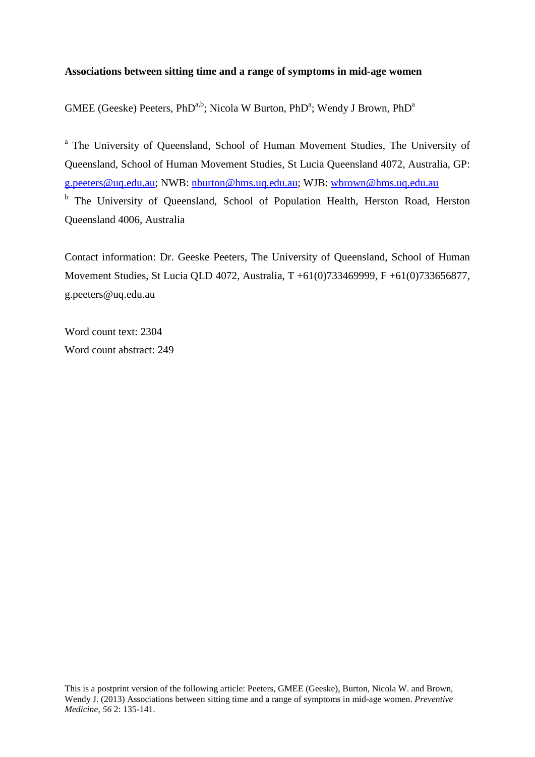**Associations between sitting time and a range of symptoms in mid-age women**

GMEE (Geeske) Peeters, PhD[a,b]; Nicola W Burton, PhD[a]; Wendy J Brown, PhD[a]

[a] The University of Queensland, School of Human Movement Studies, The University of Queensland, School of Human Movement Studies, St Lucia Queensland 4072, Australia, GP: g.peeters@uq.edu.au; NWB: nburton@hms.uq.edu.au; WJB: wbrown@hms.uq.edu.au

[b] The University of Queensland, School of Population Health, Herston Road, Herston Queensland 4006, Australia

Contact information: Dr. Geeske Peeters, The University of Queensland, School of Human Movement Studies, St Lucia QLD 4072, Australia, T +61(0)733469999, F +61(0)733656877, g.peeters@uq.edu.au

Word count text: 2304

Word count abstract: 249

This is a postprint version of the following article: Peeters, GMEE (Geeske), Burton, Nicola W. and Brown, Wendy J. (2013) Associations between sitting time and a range of symptoms in mid-age women. *Preventive Medicine, 56* 2: 135-141.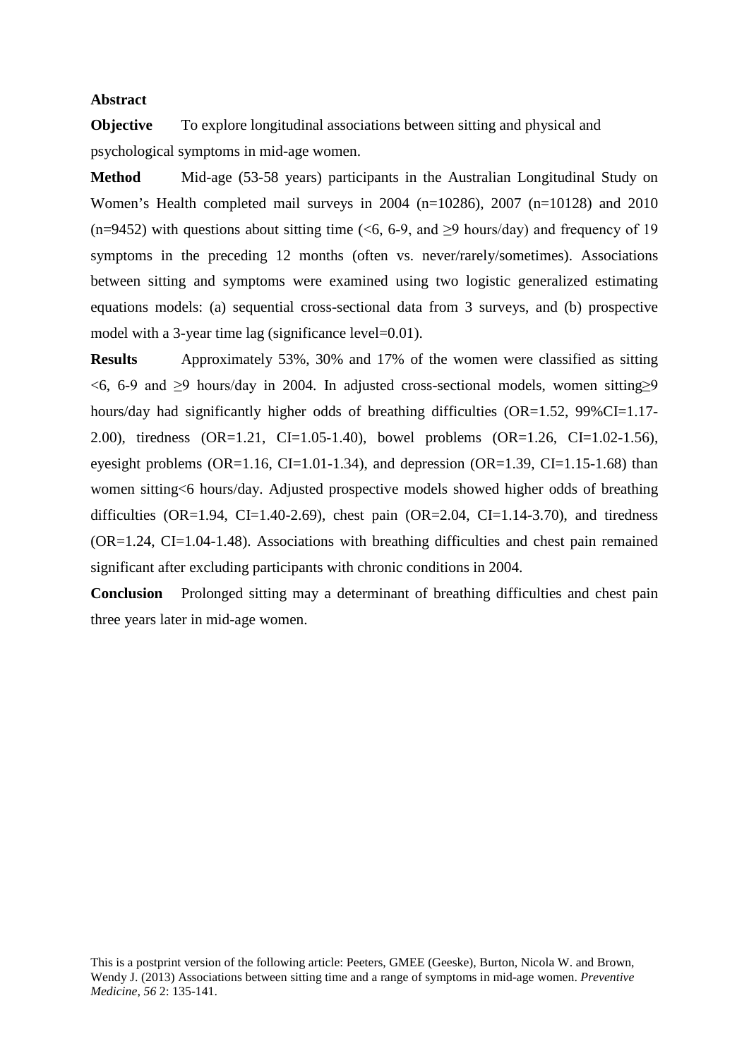**Abstract**

**Objective** To explore longitudinal associations between sitting and physical and psychological symptoms in mid-age women.

**Method** Mid-age (53-58 years) participants in the Australian Longitudinal Study on Women's Health completed mail surveys in 2004 (n=10286), 2007 (n=10128) and 2010 (n=9452) with questions about sitting time (<6, 6-9, and ≥9 hours/day) and frequency of 19 symptoms in the preceding 12 months (often vs. never/rarely/sometimes). Associations between sitting and symptoms were examined using two logistic generalized estimating equations models: (a) sequential cross-sectional data from 3 surveys, and (b) prospective model with a 3-year time lag (significance level=0.01).

**Results** Approximately 53%, 30% and 17% of the women were classified as sitting <6, 6-9 and ≥9 hours/day in 2004. In adjusted cross-sectional models, women sitting≥9 hours/day had significantly higher odds of breathing difficulties (OR=1.52, 99%CI=1.17-2.00), tiredness (OR=1.21, CI=1.05-1.40), bowel problems (OR=1.26, CI=1.02-1.56), eyesight problems (OR=1.16, CI=1.01-1.34), and depression (OR=1.39, CI=1.15-1.68) than women sitting<6 hours/day. Adjusted prospective models showed higher odds of breathing difficulties (OR=1.94, CI=1.40-2.69), chest pain (OR=2.04, CI=1.14-3.70), and tiredness (OR=1.24, CI=1.04-1.48). Associations with breathing difficulties and chest pain remained significant after excluding participants with chronic conditions in 2004.

**Conclusion** Prolonged sitting may a determinant of breathing difficulties and chest pain three years later in mid-age women.

This is a postprint version of the following article: Peeters, GMEE (Geeske), Burton, Nicola W. and Brown, Wendy J. (2013) Associations between sitting time and a range of symptoms in mid-age women. *Preventive Medicine*, *56* 2: 135-141.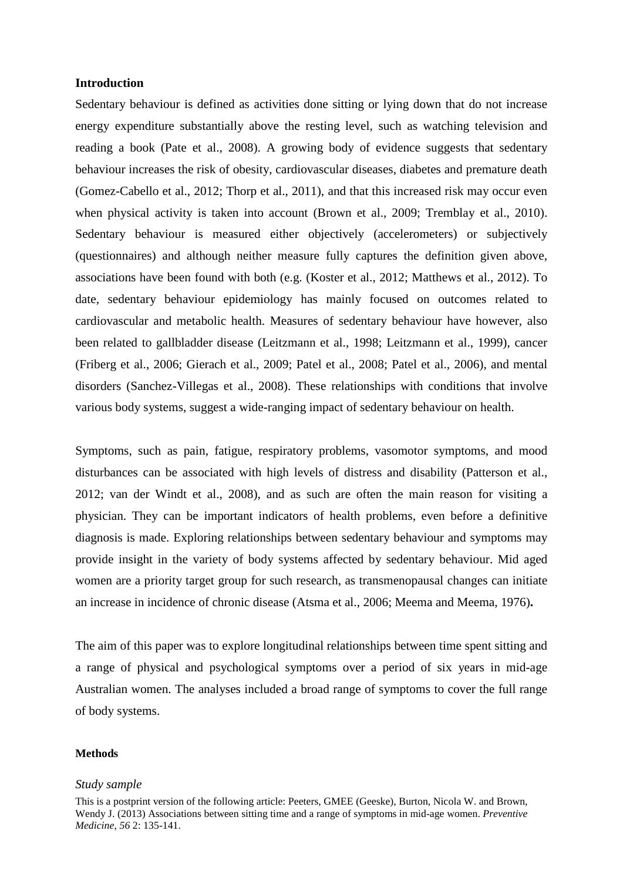## Introduction

Sedentary behaviour is defined as activities done sitting or lying down that do not increase energy expenditure substantially above the resting level, such as watching television and reading a book (Pate et al., 2008). A growing body of evidence suggests that sedentary behaviour increases the risk of obesity, cardiovascular diseases, diabetes and premature death (Gomez-Cabello et al., 2012; Thorp et al., 2011), and that this increased risk may occur even when physical activity is taken into account (Brown et al., 2009; Tremblay et al., 2010). Sedentary behaviour is measured either objectively (accelerometers) or subjectively (questionnaires) and although neither measure fully captures the definition given above, associations have been found with both (e.g. (Koster et al., 2012; Matthews et al., 2012). To date, sedentary behaviour epidemiology has mainly focused on outcomes related to cardiovascular and metabolic health. Measures of sedentary behaviour have however, also been related to gallbladder disease (Leitzmann et al., 1998; Leitzmann et al., 1999), cancer (Friberg et al., 2006; Gierach et al., 2009; Patel et al., 2008; Patel et al., 2006), and mental disorders (Sanchez-Villegas et al., 2008). These relationships with conditions that involve various body systems, suggest a wide-ranging impact of sedentary behaviour on health.

Symptoms, such as pain, fatigue, respiratory problems, vasomotor symptoms, and mood disturbances can be associated with high levels of distress and disability (Patterson et al., 2012; van der Windt et al., 2008), and as such are often the main reason for visiting a physician. They can be important indicators of health problems, even before a definitive diagnosis is made. Exploring relationships between sedentary behaviour and symptoms may provide insight in the variety of body systems affected by sedentary behaviour. Mid aged women are a priority target group for such research, as transmenopausal changes can initiate an increase in incidence of chronic disease (Atsma et al., 2006; Meema and Meema, 1976)**.**

The aim of this paper was to explore longitudinal relationships between time spent sitting and a range of physical and psychological symptoms over a period of six years in mid-age Australian women. The analyses included a broad range of symptoms to cover the full range of body systems.

## Methods

### *Study sample*

This is a postprint version of the following article: Peeters, GMEE (Geeske), Burton, Nicola W. and Brown, Wendy J. (2013) Associations between sitting time and a range of symptoms in mid-age women. *Preventive Medicine*, *56* 2: 135-141.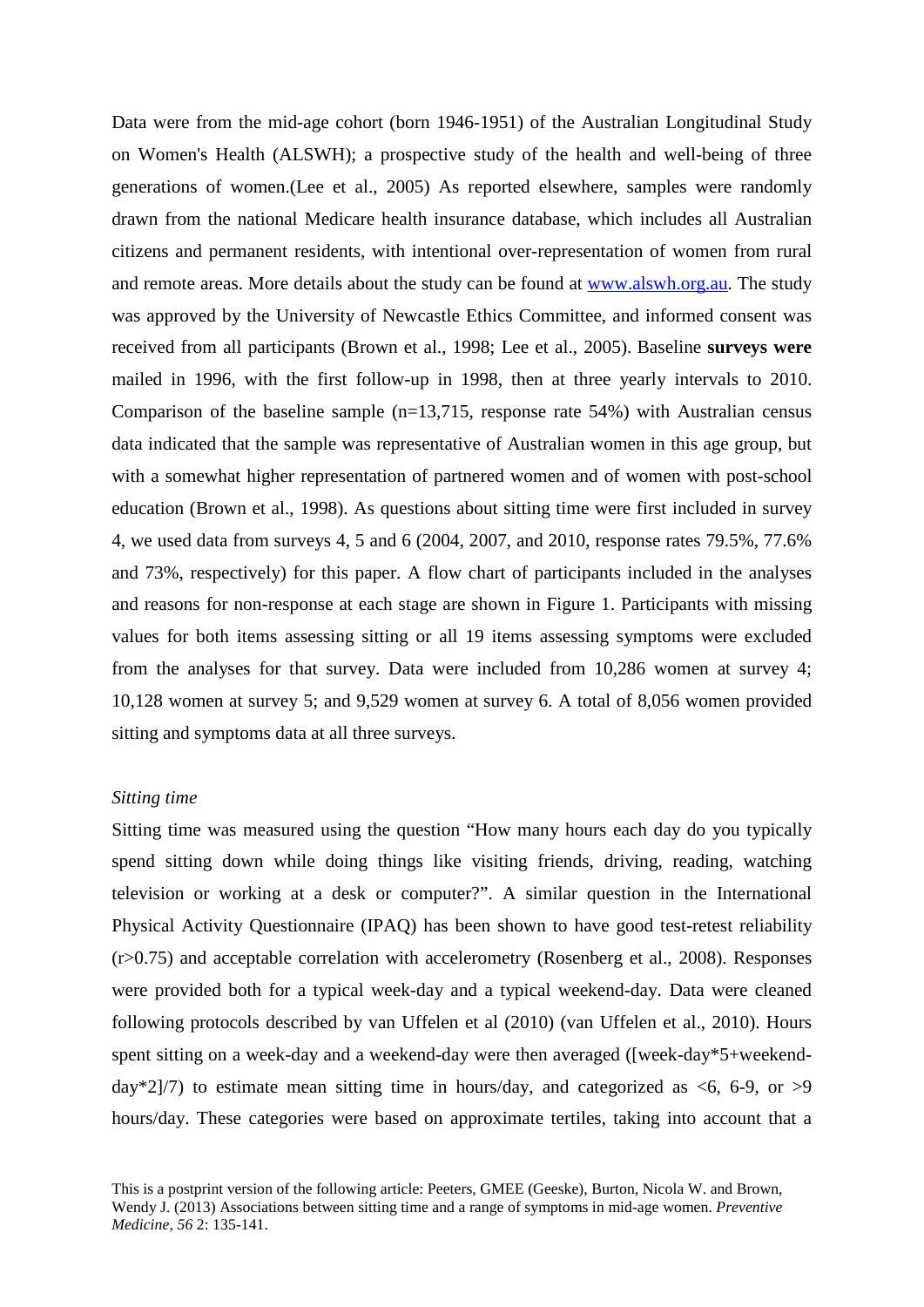Data were from the mid-age cohort (born 1946-1951) of the Australian Longitudinal Study on Women's Health (ALSWH); a prospective study of the health and well-being of three generations of women.(Lee et al., 2005) As reported elsewhere, samples were randomly drawn from the national Medicare health insurance database, which includes all Australian citizens and permanent residents, with intentional over-representation of women from rural and remote areas. More details about the study can be found at [www.alswh.org.au](www.alswh.org.au). The study was approved by the University of Newcastle Ethics Committee, and informed consent was received from all participants (Brown et al., 1998; Lee et al., 2005). Baseline **surveys were** mailed in 1996, with the first follow-up in 1998, then at three yearly intervals to 2010. Comparison of the baseline sample (n=13,715, response rate 54%) with Australian census data indicated that the sample was representative of Australian women in this age group, but with a somewhat higher representation of partnered women and of women with post-school education (Brown et al., 1998). As questions about sitting time were first included in survey 4, we used data from surveys 4, 5 and 6 (2004, 2007, and 2010, response rates 79.5%, 77.6% and 73%, respectively) for this paper. A flow chart of participants included in the analyses and reasons for non-response at each stage are shown in Figure 1. Participants with missing values for both items assessing sitting or all 19 items assessing symptoms were excluded from the analyses for that survey. Data were included from 10,286 women at survey 4; 10,128 women at survey 5; and 9,529 women at survey 6. A total of 8,056 women provided sitting and symptoms data at all three surveys.

*Sitting time*

Sitting time was measured using the question "How many hours each day do you typically spend sitting down while doing things like visiting friends, driving, reading, watching television or working at a desk or computer?". A similar question in the International Physical Activity Questionnaire (IPAQ) has been shown to have good test-retest reliability (r>0.75) and acceptable correlation with accelerometry (Rosenberg et al., 2008). Responses were provided both for a typical week-day and a typical weekend-day. Data were cleaned following protocols described by van Uffelen et al (2010) (van Uffelen et al., 2010). Hours spent sitting on a week-day and a weekend-day were then averaged ([week-day*5+weekend-day*2]/7) to estimate mean sitting time in hours/day, and categorized as <6, 6-9, or >9 hours/day. These categories were based on approximate tertiles, taking into account that a

This is a postprint version of the following article: Peeters, GMEE (Geeske), Burton, Nicola W. and Brown, Wendy J. (2013) Associations between sitting time and a range of symptoms in mid-age women. *Preventive Medicine*, *56* 2: 135-141.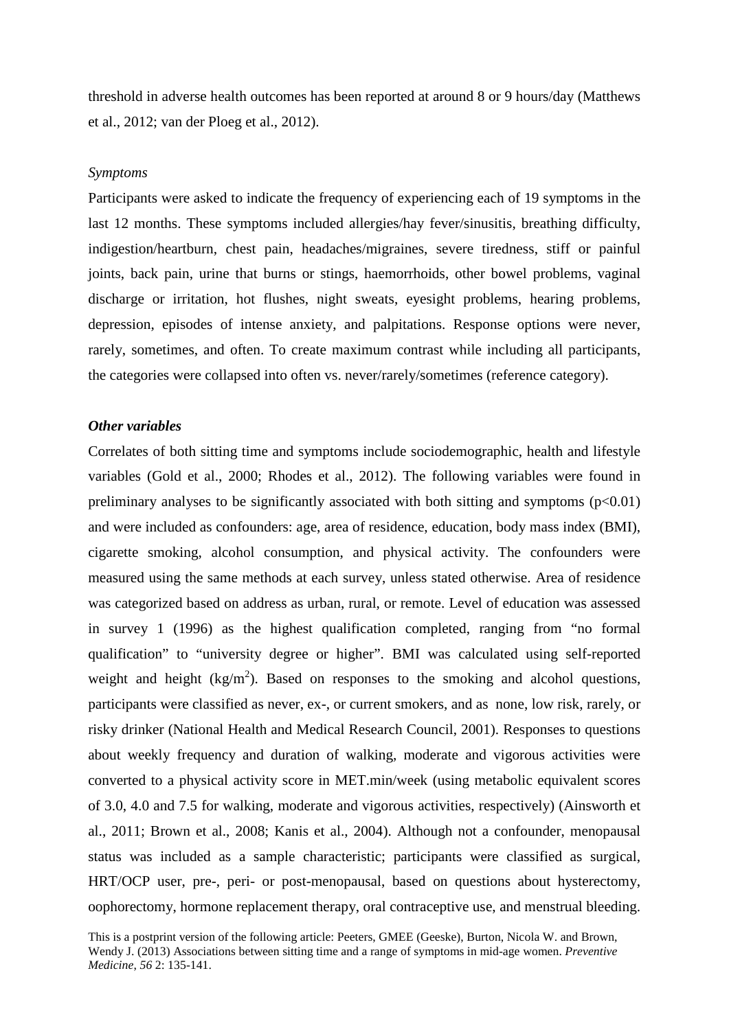threshold in adverse health outcomes has been reported at around 8 or 9 hours/day (Matthews et al., 2012; van der Ploeg et al., 2012).

*Symptoms*

Participants were asked to indicate the frequency of experiencing each of 19 symptoms in the last 12 months. These symptoms included allergies/hay fever/sinusitis, breathing difficulty, indigestion/heartburn, chest pain, headaches/migraines, severe tiredness, stiff or painful joints, back pain, urine that burns or stings, haemorrhoids, other bowel problems, vaginal discharge or irritation, hot flushes, night sweats, eyesight problems, hearing problems, depression, episodes of intense anxiety, and palpitations. Response options were never, rarely, sometimes, and often. To create maximum contrast while including all participants, the categories were collapsed into often vs. never/rarely/sometimes (reference category).

***Other variables***

Correlates of both sitting time and symptoms include sociodemographic, health and lifestyle variables (Gold et al., 2000; Rhodes et al., 2012). The following variables were found in preliminary analyses to be significantly associated with both sitting and symptoms ($p<0.01$) and were included as confounders: age, area of residence, education, body mass index (BMI), cigarette smoking, alcohol consumption, and physical activity. The confounders were measured using the same methods at each survey, unless stated otherwise. Area of residence was categorized based on address as urban, rural, or remote. Level of education was assessed in survey 1 (1996) as the highest qualification completed, ranging from "no formal qualification" to "university degree or higher". BMI was calculated using self-reported weight and height ($kg/m^2$). Based on responses to the smoking and alcohol questions, participants were classified as never, ex-, or current smokers, and as none, low risk, rarely, or risky drinker (National Health and Medical Research Council, 2001). Responses to questions about weekly frequency and duration of walking, moderate and vigorous activities were converted to a physical activity score in MET.min/week (using metabolic equivalent scores of 3.0, 4.0 and 7.5 for walking, moderate and vigorous activities, respectively) (Ainsworth et al., 2011; Brown et al., 2008; Kanis et al., 2004). Although not a confounder, menopausal status was included as a sample characteristic; participants were classified as surgical, HRT/OCP user, pre-, peri- or post-menopausal, based on questions about hysterectomy, oophorectomy, hormone replacement therapy, oral contraceptive use, and menstrual bleeding.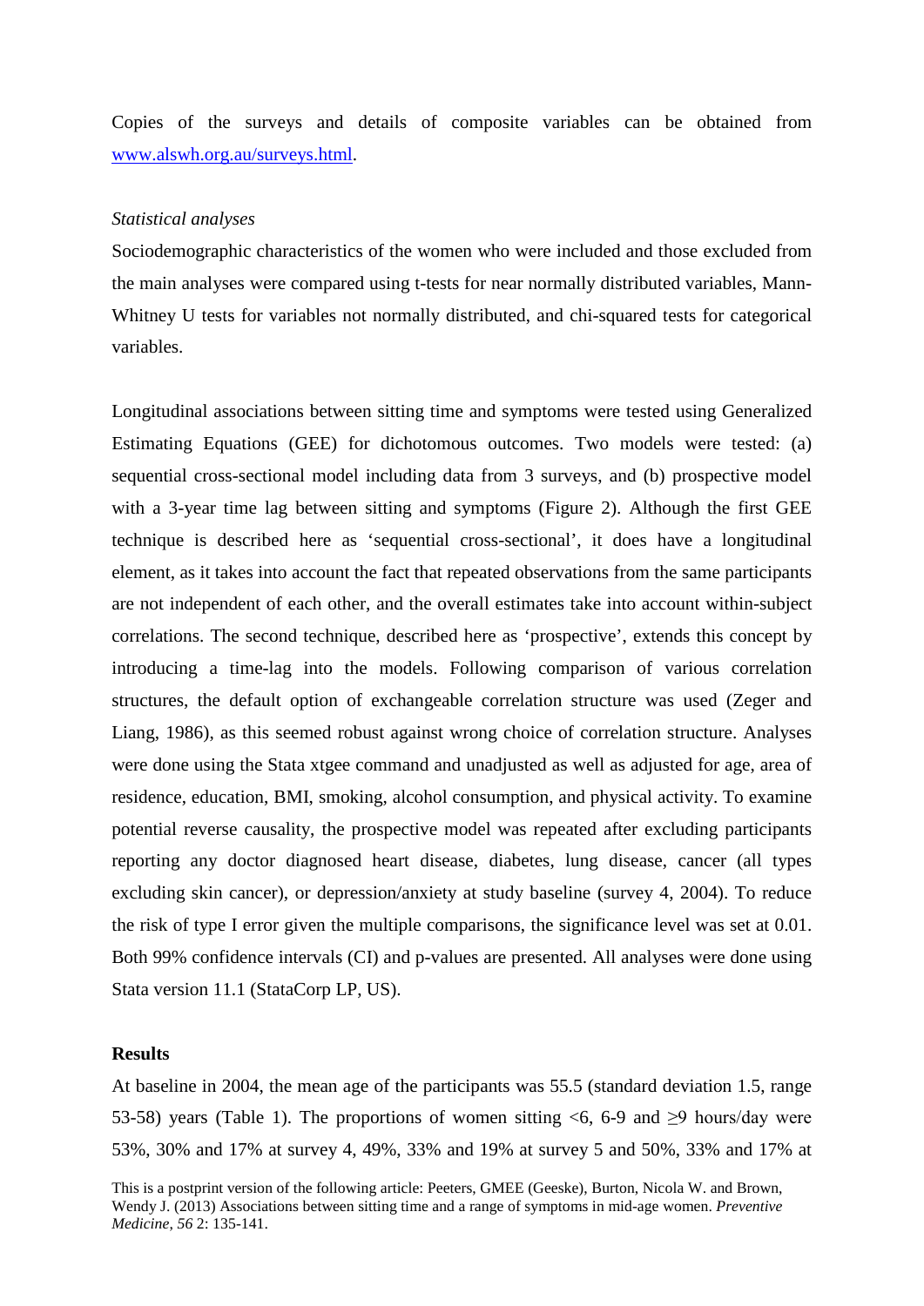Copies of the surveys and details of composite variables can be obtained from www.alswh.org.au/surveys.html.

*Statistical analyses*

Sociodemographic characteristics of the women who were included and those excluded from the main analyses were compared using t-tests for near normally distributed variables, Mann-Whitney U tests for variables not normally distributed, and chi-squared tests for categorical variables.

Longitudinal associations between sitting time and symptoms were tested using Generalized Estimating Equations (GEE) for dichotomous outcomes. Two models were tested: (a) sequential cross-sectional model including data from 3 surveys, and (b) prospective model with a 3-year time lag between sitting and symptoms (Figure 2). Although the first GEE technique is described here as 'sequential cross-sectional', it does have a longitudinal element, as it takes into account the fact that repeated observations from the same participants are not independent of each other, and the overall estimates take into account within-subject correlations. The second technique, described here as 'prospective', extends this concept by introducing a time-lag into the models. Following comparison of various correlation structures, the default option of exchangeable correlation structure was used (Zeger and Liang, 1986), as this seemed robust against wrong choice of correlation structure. Analyses were done using the Stata xtgee command and unadjusted as well as adjusted for age, area of residence, education, BMI, smoking, alcohol consumption, and physical activity. To examine potential reverse causality, the prospective model was repeated after excluding participants reporting any doctor diagnosed heart disease, diabetes, lung disease, cancer (all types excluding skin cancer), or depression/anxiety at study baseline (survey 4, 2004). To reduce the risk of type I error given the multiple comparisons, the significance level was set at 0.01. Both 99% confidence intervals (CI) and p-values are presented. All analyses were done using Stata version 11.1 (StataCorp LP, US).

## Results

At baseline in 2004, the mean age of the participants was 55.5 (standard deviation 1.5, range 53-58) years (Table 1). The proportions of women sitting <6, 6-9 and ≥9 hours/day were 53%, 30% and 17% at survey 4, 49%, 33% and 19% at survey 5 and 50%, 33% and 17% at

This is a postprint version of the following article: Peeters, GMEE (Geeske), Burton, Nicola W. and Brown, Wendy J. (2013) Associations between sitting time and a range of symptoms in mid-age women. *Preventive Medicine, 56* 2: 135-141.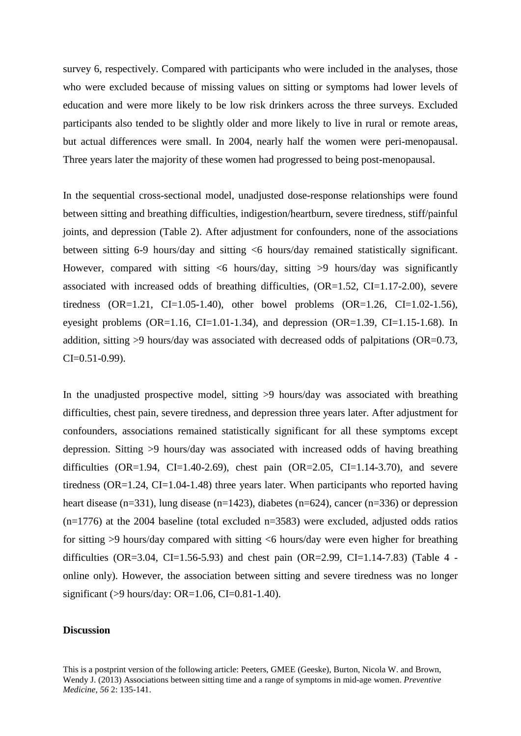survey 6, respectively. Compared with participants who were included in the analyses, those who were excluded because of missing values on sitting or symptoms had lower levels of education and were more likely to be low risk drinkers across the three surveys. Excluded participants also tended to be slightly older and more likely to live in rural or remote areas, but actual differences were small. In 2004, nearly half the women were peri-menopausal. Three years later the majority of these women had progressed to being post-menopausal.

In the sequential cross-sectional model, unadjusted dose-response relationships were found between sitting and breathing difficulties, indigestion/heartburn, severe tiredness, stiff/painful joints, and depression (Table 2). After adjustment for confounders, none of the associations between sitting 6-9 hours/day and sitting <6 hours/day remained statistically significant. However, compared with sitting <6 hours/day, sitting >9 hours/day was significantly associated with increased odds of breathing difficulties, (OR=1.52, CI=1.17-2.00), severe tiredness (OR=1.21, CI=1.05-1.40), other bowel problems (OR=1.26, CI=1.02-1.56), eyesight problems (OR=1.16, CI=1.01-1.34), and depression (OR=1.39, CI=1.15-1.68). In addition, sitting >9 hours/day was associated with decreased odds of palpitations (OR=0.73, CI=0.51-0.99).

In the unadjusted prospective model, sitting >9 hours/day was associated with breathing difficulties, chest pain, severe tiredness, and depression three years later. After adjustment for confounders, associations remained statistically significant for all these symptoms except depression. Sitting >9 hours/day was associated with increased odds of having breathing difficulties (OR=1.94, CI=1.40-2.69), chest pain (OR=2.05, CI=1.14-3.70), and severe tiredness (OR=1.24, CI=1.04-1.48) three years later. When participants who reported having heart disease (n=331), lung disease (n=1423), diabetes (n=624), cancer (n=336) or depression (n=1776) at the 2004 baseline (total excluded n=3583) were excluded, adjusted odds ratios for sitting >9 hours/day compared with sitting <6 hours/day were even higher for breathing difficulties (OR=3.04, CI=1.56-5.93) and chest pain (OR=2.99, CI=1.14-7.83) (Table 4 - online only). However, the association between sitting and severe tiredness was no longer significant (>9 hours/day: OR=1.06, CI=0.81-1.40).

## Discussion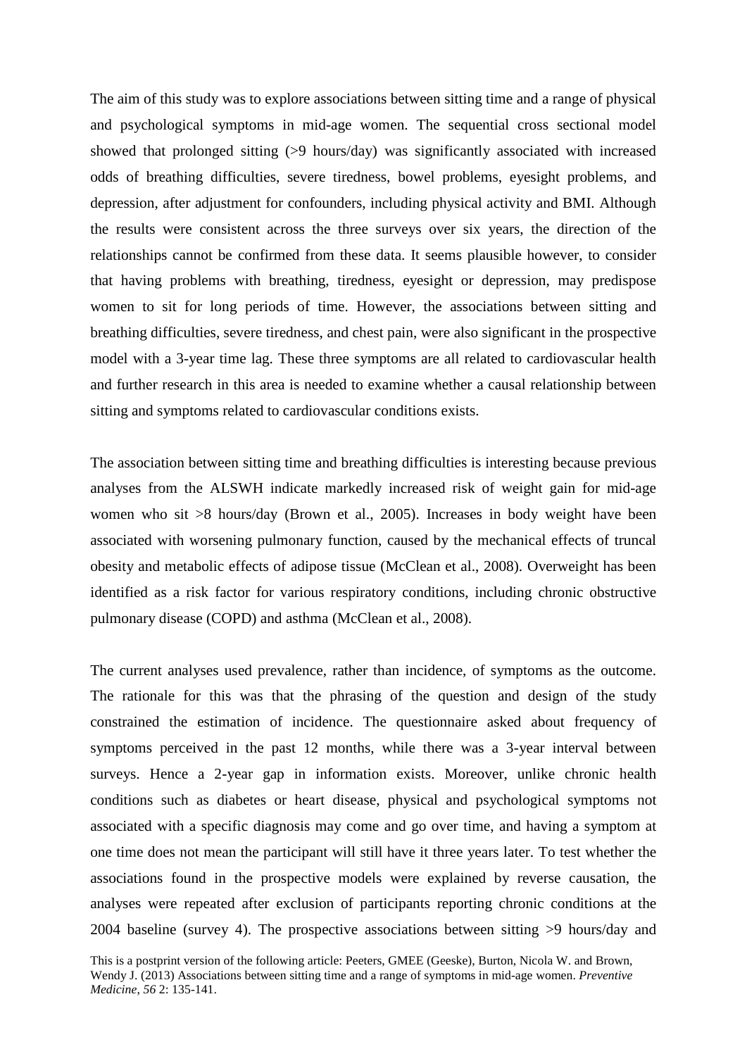The aim of this study was to explore associations between sitting time and a range of physical and psychological symptoms in mid-age women. The sequential cross sectional model showed that prolonged sitting (>9 hours/day) was significantly associated with increased odds of breathing difficulties, severe tiredness, bowel problems, eyesight problems, and depression, after adjustment for confounders, including physical activity and BMI. Although the results were consistent across the three surveys over six years, the direction of the relationships cannot be confirmed from these data. It seems plausible however, to consider that having problems with breathing, tiredness, eyesight or depression, may predispose women to sit for long periods of time. However, the associations between sitting and breathing difficulties, severe tiredness, and chest pain, were also significant in the prospective model with a 3-year time lag. These three symptoms are all related to cardiovascular health and further research in this area is needed to examine whether a causal relationship between sitting and symptoms related to cardiovascular conditions exists.

The association between sitting time and breathing difficulties is interesting because previous analyses from the ALSWH indicate markedly increased risk of weight gain for mid-age women who sit >8 hours/day (Brown et al., 2005). Increases in body weight have been associated with worsening pulmonary function, caused by the mechanical effects of truncal obesity and metabolic effects of adipose tissue (McClean et al., 2008). Overweight has been identified as a risk factor for various respiratory conditions, including chronic obstructive pulmonary disease (COPD) and asthma (McClean et al., 2008).

The current analyses used prevalence, rather than incidence, of symptoms as the outcome. The rationale for this was that the phrasing of the question and design of the study constrained the estimation of incidence. The questionnaire asked about frequency of symptoms perceived in the past 12 months, while there was a 3-year interval between surveys. Hence a 2-year gap in information exists. Moreover, unlike chronic health conditions such as diabetes or heart disease, physical and psychological symptoms not associated with a specific diagnosis may come and go over time, and having a symptom at one time does not mean the participant will still have it three years later. To test whether the associations found in the prospective models were explained by reverse causation, the analyses were repeated after exclusion of participants reporting chronic conditions at the 2004 baseline (survey 4). The prospective associations between sitting >9 hours/day and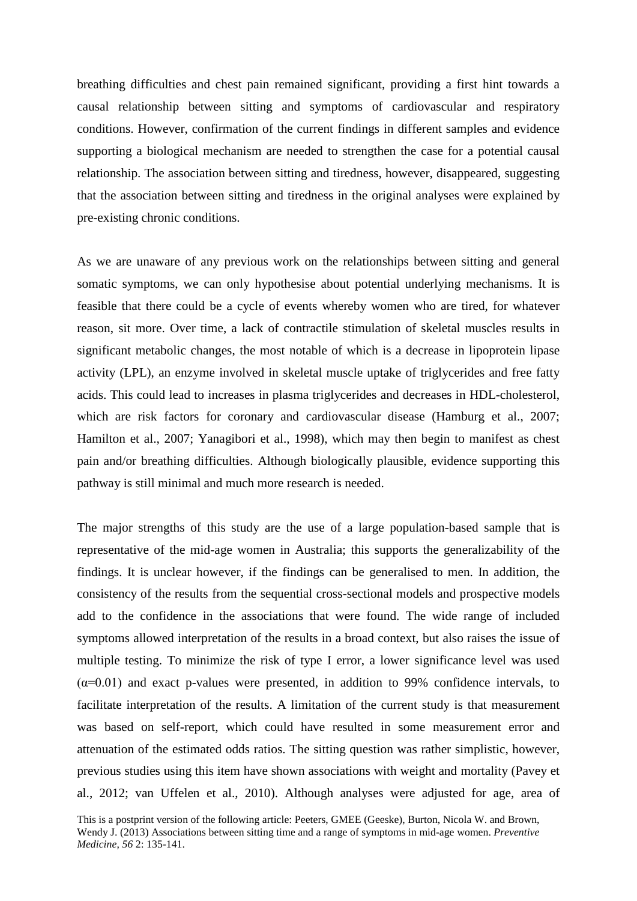breathing difficulties and chest pain remained significant, providing a first hint towards a causal relationship between sitting and symptoms of cardiovascular and respiratory conditions. However, confirmation of the current findings in different samples and evidence supporting a biological mechanism are needed to strengthen the case for a potential causal relationship. The association between sitting and tiredness, however, disappeared, suggesting that the association between sitting and tiredness in the original analyses were explained by pre-existing chronic conditions.

As we are unaware of any previous work on the relationships between sitting and general somatic symptoms, we can only hypothesise about potential underlying mechanisms. It is feasible that there could be a cycle of events whereby women who are tired, for whatever reason, sit more. Over time, a lack of contractile stimulation of skeletal muscles results in significant metabolic changes, the most notable of which is a decrease in lipoprotein lipase activity (LPL), an enzyme involved in skeletal muscle uptake of triglycerides and free fatty acids. This could lead to increases in plasma triglycerides and decreases in HDL-cholesterol, which are risk factors for coronary and cardiovascular disease (Hamburg et al., 2007; Hamilton et al., 2007; Yanagibori et al., 1998), which may then begin to manifest as chest pain and/or breathing difficulties. Although biologically plausible, evidence supporting this pathway is still minimal and much more research is needed.

The major strengths of this study are the use of a large population-based sample that is representative of the mid-age women in Australia; this supports the generalizability of the findings. It is unclear however, if the findings can be generalised to men. In addition, the consistency of the results from the sequential cross-sectional models and prospective models add to the confidence in the associations that were found. The wide range of included symptoms allowed interpretation of the results in a broad context, but also raises the issue of multiple testing. To minimize the risk of type I error, a lower significance level was used ($\alpha$=0.01) and exact p-values were presented, in addition to 99% confidence intervals, to facilitate interpretation of the results. A limitation of the current study is that measurement was based on self-report, which could have resulted in some measurement error and attenuation of the estimated odds ratios. The sitting question was rather simplistic, however, previous studies using this item have shown associations with weight and mortality (Pavey et al., 2012; van Uffelen et al., 2010). Although analyses were adjusted for age, area of

This is a postprint version of the following article: Peeters, GMEE (Geeske), Burton, Nicola W. and Brown, Wendy J. (2013) Associations between sitting time and a range of symptoms in mid-age women. *Preventive Medicine*, *56* 2: 135-141.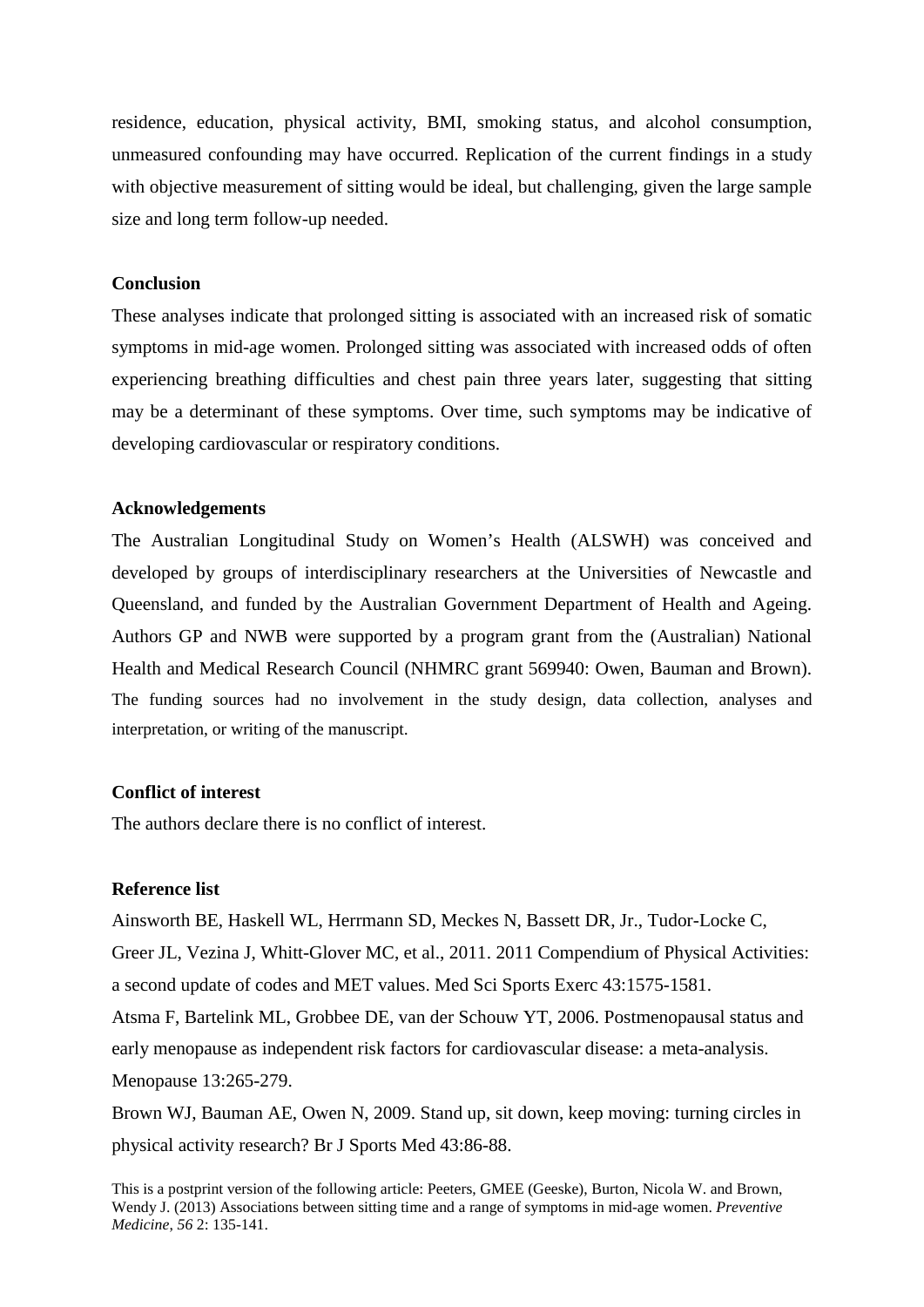residence, education, physical activity, BMI, smoking status, and alcohol consumption, unmeasured confounding may have occurred. Replication of the current findings in a study with objective measurement of sitting would be ideal, but challenging, given the large sample size and long term follow-up needed.

## Conclusion

These analyses indicate that prolonged sitting is associated with an increased risk of somatic symptoms in mid-age women. Prolonged sitting was associated with increased odds of often experiencing breathing difficulties and chest pain three years later, suggesting that sitting may be a determinant of these symptoms. Over time, such symptoms may be indicative of developing cardiovascular or respiratory conditions.

## Acknowledgements

The Australian Longitudinal Study on Women's Health (ALSWH) was conceived and developed by groups of interdisciplinary researchers at the Universities of Newcastle and Queensland, and funded by the Australian Government Department of Health and Ageing. Authors GP and NWB were supported by a program grant from the (Australian) National Health and Medical Research Council (NHMRC grant 569940: Owen, Bauman and Brown). The funding sources had no involvement in the study design, data collection, analyses and interpretation, or writing of the manuscript.

## Conflict of interest

The authors declare there is no conflict of interest.

## Reference list

Ainsworth BE, Haskell WL, Herrmann SD, Meckes N, Bassett DR, Jr., Tudor-Locke C, Greer JL, Vezina J, Whitt-Glover MC, et al., 2011. 2011 Compendium of Physical Activities: a second update of codes and MET values. Med Sci Sports Exerc 43:1575-1581.

Atsma F, Bartelink ML, Grobbee DE, van der Schouw YT, 2006. Postmenopausal status and early menopause as independent risk factors for cardiovascular disease: a meta-analysis. Menopause 13:265-279.

Brown WJ, Bauman AE, Owen N, 2009. Stand up, sit down, keep moving: turning circles in physical activity research? Br J Sports Med 43:86-88.

This is a postprint version of the following article: Peeters, GMEE (Geeske), Burton, Nicola W. and Brown, Wendy J. (2013) Associations between sitting time and a range of symptoms in mid-age women. *Preventive Medicine, 56* 2: 135-141.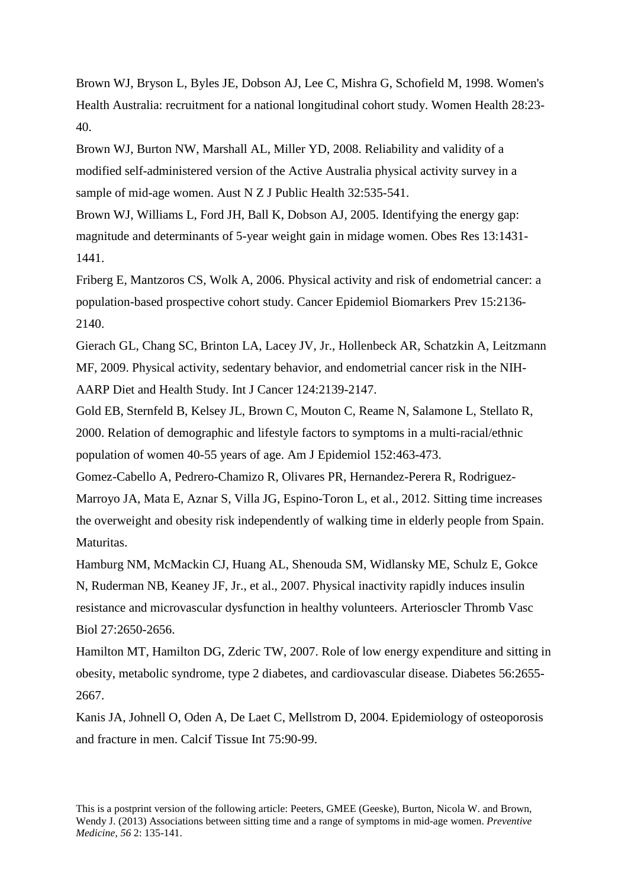Brown WJ, Bryson L, Byles JE, Dobson AJ, Lee C, Mishra G, Schofield M, 1998. Women's Health Australia: recruitment for a national longitudinal cohort study. Women Health 28:23-40.

Brown WJ, Burton NW, Marshall AL, Miller YD, 2008. Reliability and validity of a modified self-administered version of the Active Australia physical activity survey in a sample of mid-age women. Aust N Z J Public Health 32:535-541.

Brown WJ, Williams L, Ford JH, Ball K, Dobson AJ, 2005. Identifying the energy gap: magnitude and determinants of 5-year weight gain in midage women. Obes Res 13:1431-1441.

Friberg E, Mantzoros CS, Wolk A, 2006. Physical activity and risk of endometrial cancer: a population-based prospective cohort study. Cancer Epidemiol Biomarkers Prev 15:2136-2140.

Gierach GL, Chang SC, Brinton LA, Lacey JV, Jr., Hollenbeck AR, Schatzkin A, Leitzmann MF, 2009. Physical activity, sedentary behavior, and endometrial cancer risk in the NIH-AARP Diet and Health Study. Int J Cancer 124:2139-2147.

Gold EB, Sternfeld B, Kelsey JL, Brown C, Mouton C, Reame N, Salamone L, Stellato R, 2000. Relation of demographic and lifestyle factors to symptoms in a multi-racial/ethnic population of women 40-55 years of age. Am J Epidemiol 152:463-473.

Gomez-Cabello A, Pedrero-Chamizo R, Olivares PR, Hernandez-Perera R, Rodriguez-Marroyo JA, Mata E, Aznar S, Villa JG, Espino-Toron L, et al., 2012. Sitting time increases the overweight and obesity risk independently of walking time in elderly people from Spain. Maturitas.

Hamburg NM, McMackin CJ, Huang AL, Shenouda SM, Widlansky ME, Schulz E, Gokce N, Ruderman NB, Keaney JF, Jr., et al., 2007. Physical inactivity rapidly induces insulin resistance and microvascular dysfunction in healthy volunteers. Arterioscler Thromb Vasc Biol 27:2650-2656.

Hamilton MT, Hamilton DG, Zderic TW, 2007. Role of low energy expenditure and sitting in obesity, metabolic syndrome, type 2 diabetes, and cardiovascular disease. Diabetes 56:2655-2667.

Kanis JA, Johnell O, Oden A, De Laet C, Mellstrom D, 2004. Epidemiology of osteoporosis and fracture in men. Calcif Tissue Int 75:90-99.

This is a postprint version of the following article: Peeters, GMEE (Geeske), Burton, Nicola W. and Brown, Wendy J. (2013) Associations between sitting time and a range of symptoms in mid-age women. *Preventive Medicine, 56* 2: 135-141.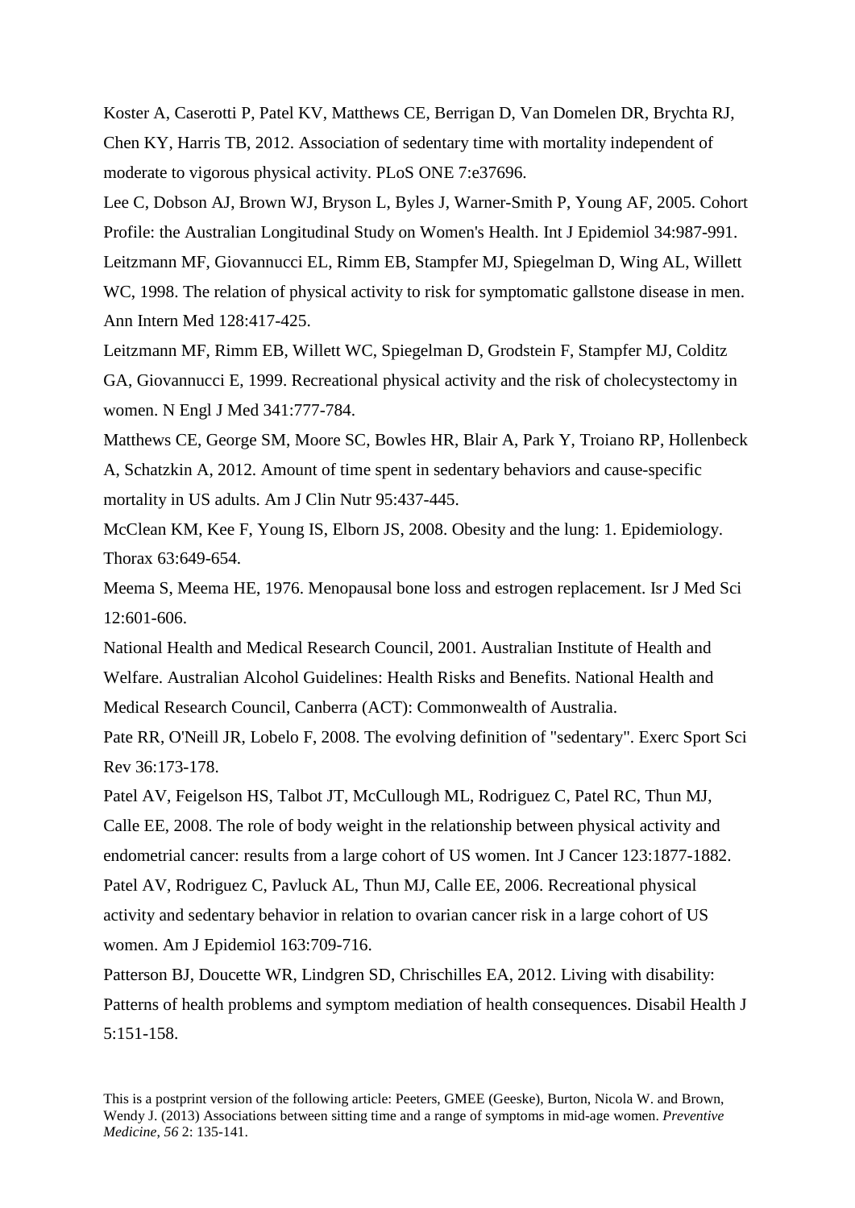Koster A, Caserotti P, Patel KV, Matthews CE, Berrigan D, Van Domelen DR, Brychta RJ, Chen KY, Harris TB, 2012. Association of sedentary time with mortality independent of moderate to vigorous physical activity. PLoS ONE 7:e37696.

Lee C, Dobson AJ, Brown WJ, Bryson L, Byles J, Warner-Smith P, Young AF, 2005. Cohort Profile: the Australian Longitudinal Study on Women's Health. Int J Epidemiol 34:987-991.

Leitzmann MF, Giovannucci EL, Rimm EB, Stampfer MJ, Spiegelman D, Wing AL, Willett WC, 1998. The relation of physical activity to risk for symptomatic gallstone disease in men. Ann Intern Med 128:417-425.

Leitzmann MF, Rimm EB, Willett WC, Spiegelman D, Grodstein F, Stampfer MJ, Colditz GA, Giovannucci E, 1999. Recreational physical activity and the risk of cholecystectomy in women. N Engl J Med 341:777-784.

Matthews CE, George SM, Moore SC, Bowles HR, Blair A, Park Y, Troiano RP, Hollenbeck A, Schatzkin A, 2012. Amount of time spent in sedentary behaviors and cause-specific mortality in US adults. Am J Clin Nutr 95:437-445.

McClean KM, Kee F, Young IS, Elborn JS, 2008. Obesity and the lung: 1. Epidemiology. Thorax 63:649-654.

Meema S, Meema HE, 1976. Menopausal bone loss and estrogen replacement. Isr J Med Sci 12:601-606.

National Health and Medical Research Council, 2001. Australian Institute of Health and Welfare. Australian Alcohol Guidelines: Health Risks and Benefits. National Health and Medical Research Council, Canberra (ACT): Commonwealth of Australia.

Pate RR, O'Neill JR, Lobelo F, 2008. The evolving definition of "sedentary". Exerc Sport Sci Rev 36:173-178.

Patel AV, Feigelson HS, Talbot JT, McCullough ML, Rodriguez C, Patel RC, Thun MJ, Calle EE, 2008. The role of body weight in the relationship between physical activity and endometrial cancer: results from a large cohort of US women. Int J Cancer 123:1877-1882.

Patel AV, Rodriguez C, Pavluck AL, Thun MJ, Calle EE, 2006. Recreational physical activity and sedentary behavior in relation to ovarian cancer risk in a large cohort of US women. Am J Epidemiol 163:709-716.

Patterson BJ, Doucette WR, Lindgren SD, Chrischilles EA, 2012. Living with disability: Patterns of health problems and symptom mediation of health consequences. Disabil Health J 5:151-158.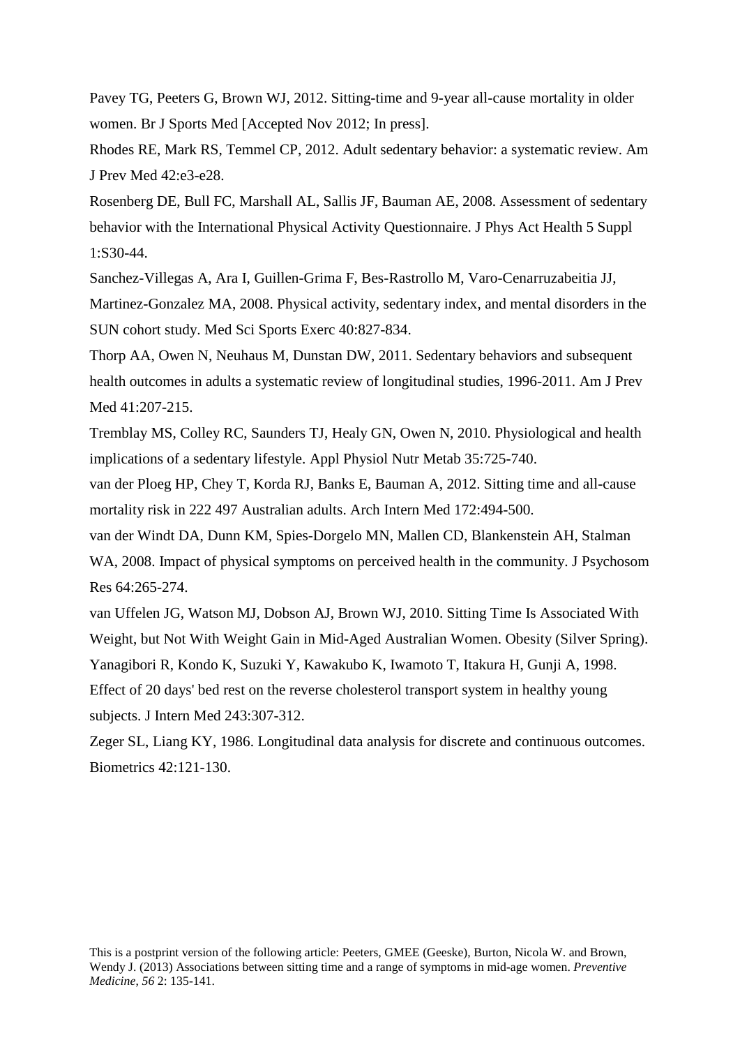Pavey TG, Peeters G, Brown WJ, 2012. Sitting-time and 9-year all-cause mortality in older women. Br J Sports Med [Accepted Nov 2012; In press].

Rhodes RE, Mark RS, Temmel CP, 2012. Adult sedentary behavior: a systematic review. Am J Prev Med 42:e3-e28.

Rosenberg DE, Bull FC, Marshall AL, Sallis JF, Bauman AE, 2008. Assessment of sedentary behavior with the International Physical Activity Questionnaire. J Phys Act Health 5 Suppl 1:S30-44.

Sanchez-Villegas A, Ara I, Guillen-Grima F, Bes-Rastrollo M, Varo-Cenarruzabeitia JJ, Martinez-Gonzalez MA, 2008. Physical activity, sedentary index, and mental disorders in the SUN cohort study. Med Sci Sports Exerc 40:827-834.

Thorp AA, Owen N, Neuhaus M, Dunstan DW, 2011. Sedentary behaviors and subsequent health outcomes in adults a systematic review of longitudinal studies, 1996-2011. Am J Prev Med 41:207-215.

Tremblay MS, Colley RC, Saunders TJ, Healy GN, Owen N, 2010. Physiological and health implications of a sedentary lifestyle. Appl Physiol Nutr Metab 35:725-740.

van der Ploeg HP, Chey T, Korda RJ, Banks E, Bauman A, 2012. Sitting time and all-cause mortality risk in 222 497 Australian adults. Arch Intern Med 172:494-500.

van der Windt DA, Dunn KM, Spies-Dorgelo MN, Mallen CD, Blankenstein AH, Stalman WA, 2008. Impact of physical symptoms on perceived health in the community. J Psychosom Res 64:265-274.

van Uffelen JG, Watson MJ, Dobson AJ, Brown WJ, 2010. Sitting Time Is Associated With Weight, but Not With Weight Gain in Mid-Aged Australian Women. Obesity (Silver Spring).

Yanagibori R, Kondo K, Suzuki Y, Kawakubo K, Iwamoto T, Itakura H, Gunji A, 1998. Effect of 20 days' bed rest on the reverse cholesterol transport system in healthy young subjects. J Intern Med 243:307-312.

Zeger SL, Liang KY, 1986. Longitudinal data analysis for discrete and continuous outcomes. Biometrics 42:121-130.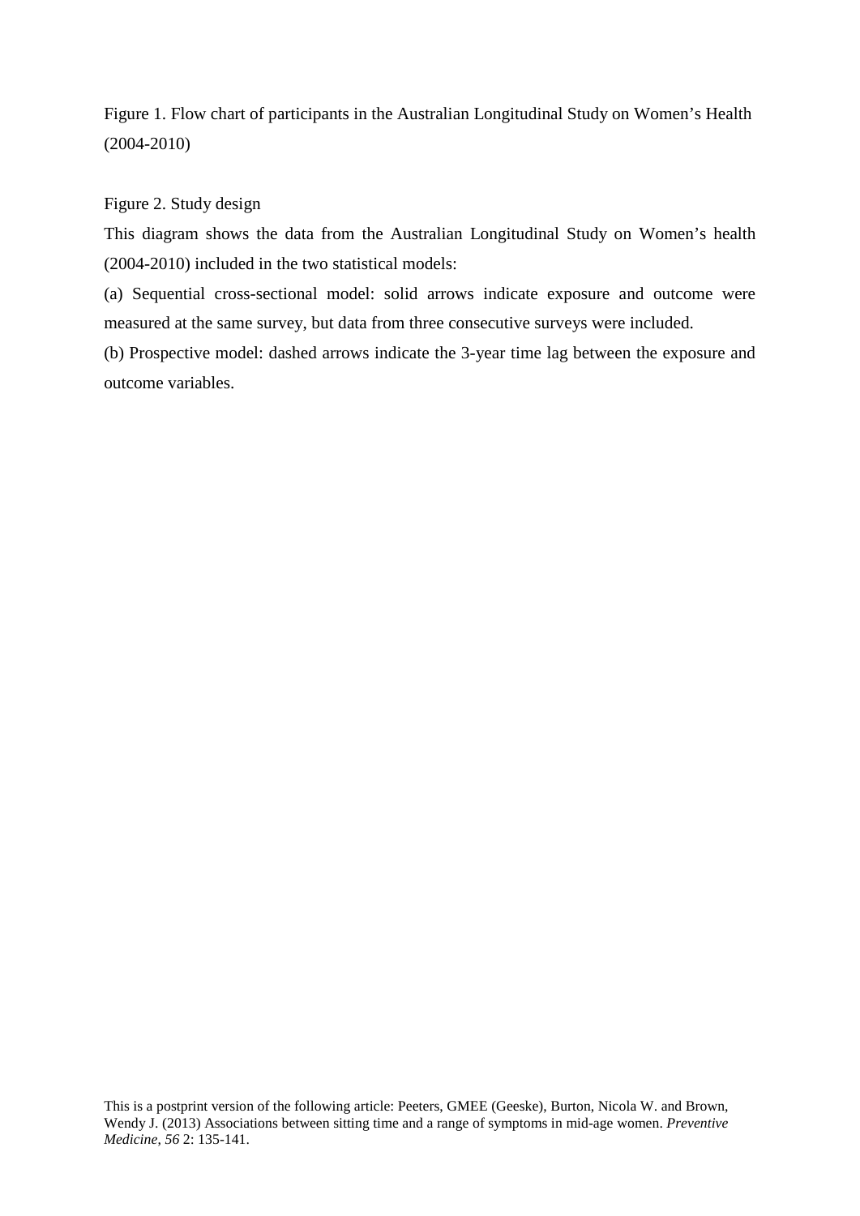Figure 1. Flow chart of participants in the Australian Longitudinal Study on Women's Health (2004-2010)

Figure 2. Study design

This diagram shows the data from the Australian Longitudinal Study on Women's health (2004-2010) included in the two statistical models:

(a) Sequential cross-sectional model: solid arrows indicate exposure and outcome were measured at the same survey, but data from three consecutive surveys were included.

(b) Prospective model: dashed arrows indicate the 3-year time lag between the exposure and outcome variables.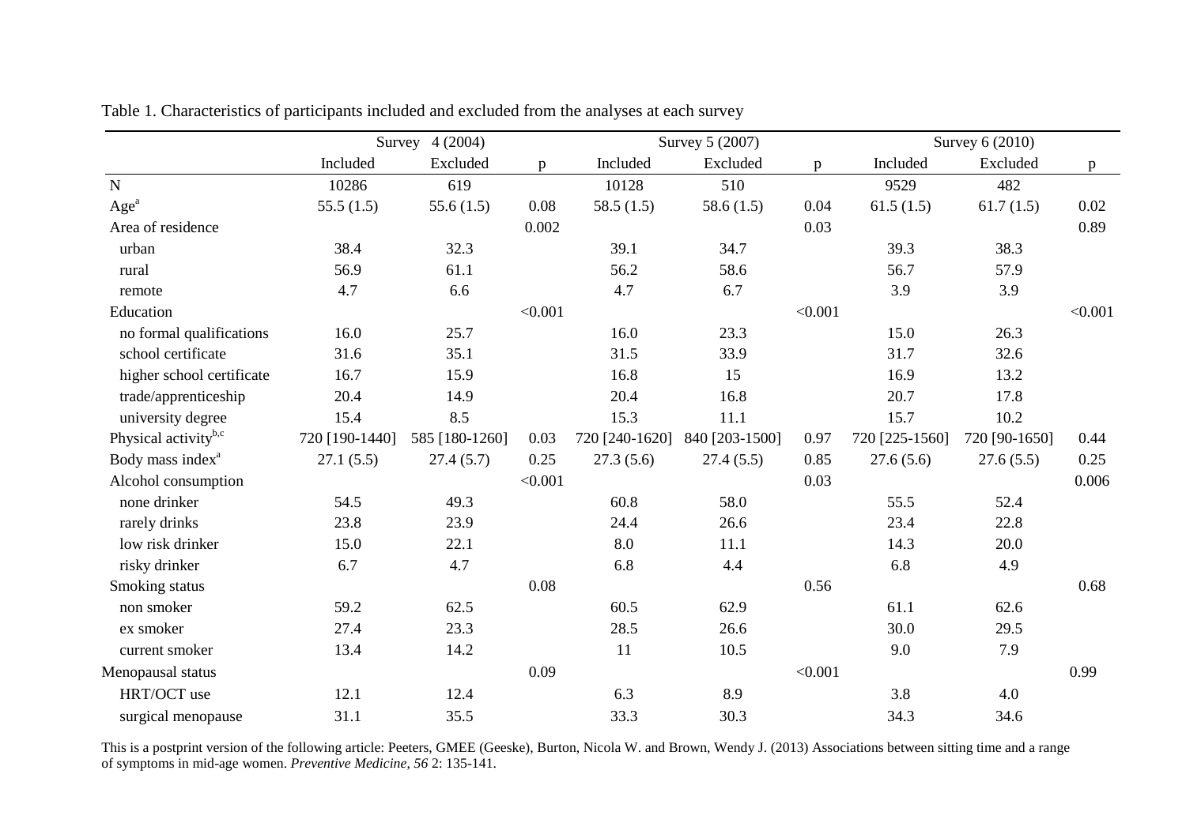Table 1. Characteristics of participants included and excluded from the analyses at each survey

| | Survey 4 (2004) | | | Survey 5 (2007) | | | Survey 6 (2010) | | |
|---|---|---|---|---|---|---|---|---|---|
| | Included | Excluded | p | Included | Excluded | p | Included | Excluded | p |
| N | 10286 | 619 | | 10128 | 510 | | 9529 | 482 | |
| Age[a] | 55.5 (1.5) | 55.6 (1.5) | 0.08 | 58.5 (1.5) | 58.6 (1.5) | 0.04 | 61.5 (1.5) | 61.7 (1.5) | 0.02 |
| Area of residence | | | 0.002 | | | 0.03 | | | 0.89 |
| urban | 38.4 | 32.3 | | 39.1 | 34.7 | | 39.3 | 38.3 | |
| rural | 56.9 | 61.1 | | 56.2 | 58.6 | | 56.7 | 57.9 | |
| remote | 4.7 | 6.6 | | 4.7 | 6.7 | | 3.9 | 3.9 | |
| Education | | | <0.001 | | | <0.001 | | | <0.001 |
| no formal qualifications | 16.0 | 25.7 | | 16.0 | 23.3 | | 15.0 | 26.3 | |
| school certificate | 31.6 | 35.1 | | 31.5 | 33.9 | | 31.7 | 32.6 | |
| higher school certificate | 16.7 | 15.9 | | 16.8 | 15 | | 16.9 | 13.2 | |
| trade/apprenticeship | 20.4 | 14.9 | | 20.4 | 16.8 | | 20.7 | 17.8 | |
| university degree | 15.4 | 8.5 | | 15.3 | 11.1 | | 15.7 | 10.2 | |
| Physical activity[b,c] | 720 [190-1440] | 585 [180-1260] | 0.03 | 720 [240-1620] | 840 [203-1500] | 0.97 | 720 [225-1560] | 720 [90-1650] | 0.44 |
| Body mass index[a] | 27.1 (5.5) | 27.4 (5.7) | 0.25 | 27.3 (5.6) | 27.4 (5.5) | 0.85 | 27.6 (5.6) | 27.6 (5.5) | 0.25 |
| Alcohol consumption | | | <0.001 | | | 0.03 | | | 0.006 |
| none drinker | 54.5 | 49.3 | | 60.8 | 58.0 | | 55.5 | 52.4 | |
| rarely drinks | 23.8 | 23.9 | | 24.4 | 26.6 | | 23.4 | 22.8 | |
| low risk drinker | 15.0 | 22.1 | | 8.0 | 11.1 | | 14.3 | 20.0 | |
| risky drinker | 6.7 | 4.7 | | 6.8 | 4.4 | | 6.8 | 4.9 | |
| Smoking status | | | 0.08 | | | 0.56 | | | 0.68 |
| non smoker | 59.2 | 62.5 | | 60.5 | 62.9 | | 61.1 | 62.6 | |
| ex smoker | 27.4 | 23.3 | | 28.5 | 26.6 | | 30.0 | 29.5 | |
| current smoker | 13.4 | 14.2 | | 11 | 10.5 | | 9.0 | 7.9 | |
| Menopausal status | | | 0.09 | | | <0.001 | | | 0.99 |
| HRT/OCT use | 12.1 | 12.4 | | 6.3 | 8.9 | | 3.8 | 4.0 | |
| surgical menopause | 31.1 | 35.5 | | 33.3 | 30.3 | | 34.3 | 34.6 | |

This is a postprint version of the following article: Peeters, GMEE (Geeske), Burton, Nicola W. and Brown, Wendy J. (2013) Associations between sitting time and a range of symptoms in mid-age women. *Preventive Medicine*, *56* 2: 135-141.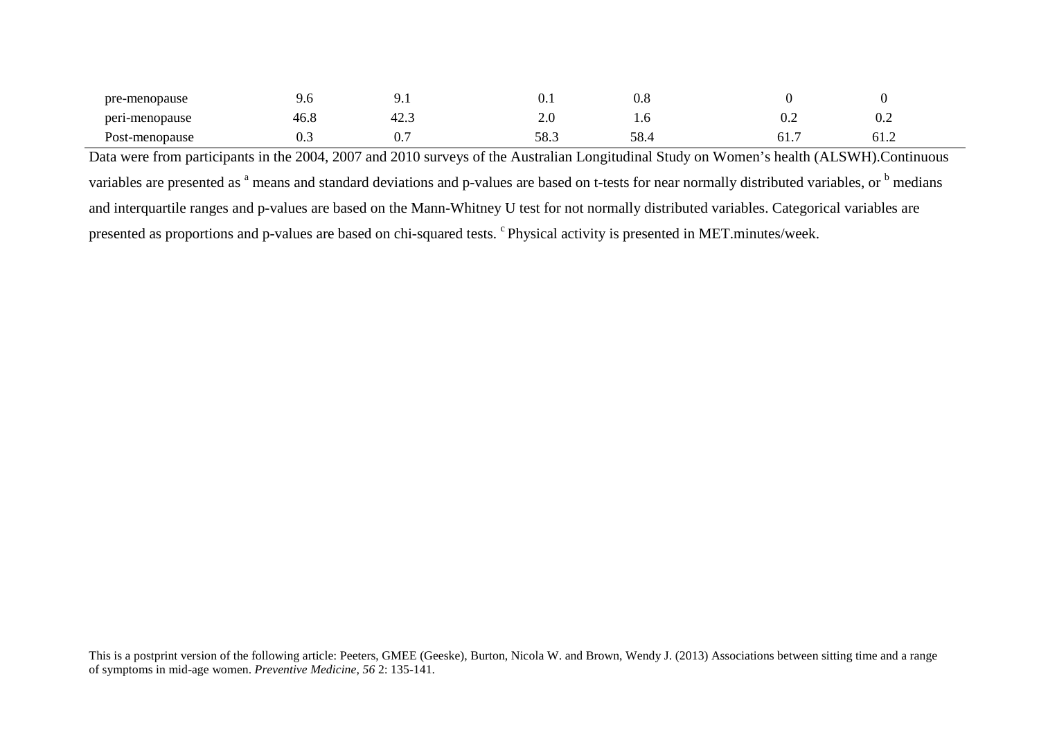| | | | | | | |
|---|---|---|---|---|---|---|
| pre-menopause | 9.6 | 9.1 | 0.1 | 0.8 | 0 | 0 |
| peri-menopause | 46.8 | 42.3 | 2.0 | 1.6 | 0.2 | 0.2 |
| Post-menopause | 0.3 | 0.7 | 58.3 | 58.4 | 61.7 | 61.2 |

Data were from participants in the 2004, 2007 and 2010 surveys of the Australian Longitudinal Study on Women's health (ALSWH).Continuous variables are presented as [a] means and standard deviations and p-values are based on t-tests for near normally distributed variables, or [b] medians and interquartile ranges and p-values are based on the Mann-Whitney U test for not normally distributed variables. Categorical variables are presented as proportions and p-values are based on chi-squared tests. [c] Physical activity is presented in MET.minutes/week.

This is a postprint version of the following article: Peeters, GMEE (Geeske), Burton, Nicola W. and Brown, Wendy J. (2013) Associations between sitting time and a range of symptoms in mid-age women. *Preventive Medicine*, *56* 2: 135-141.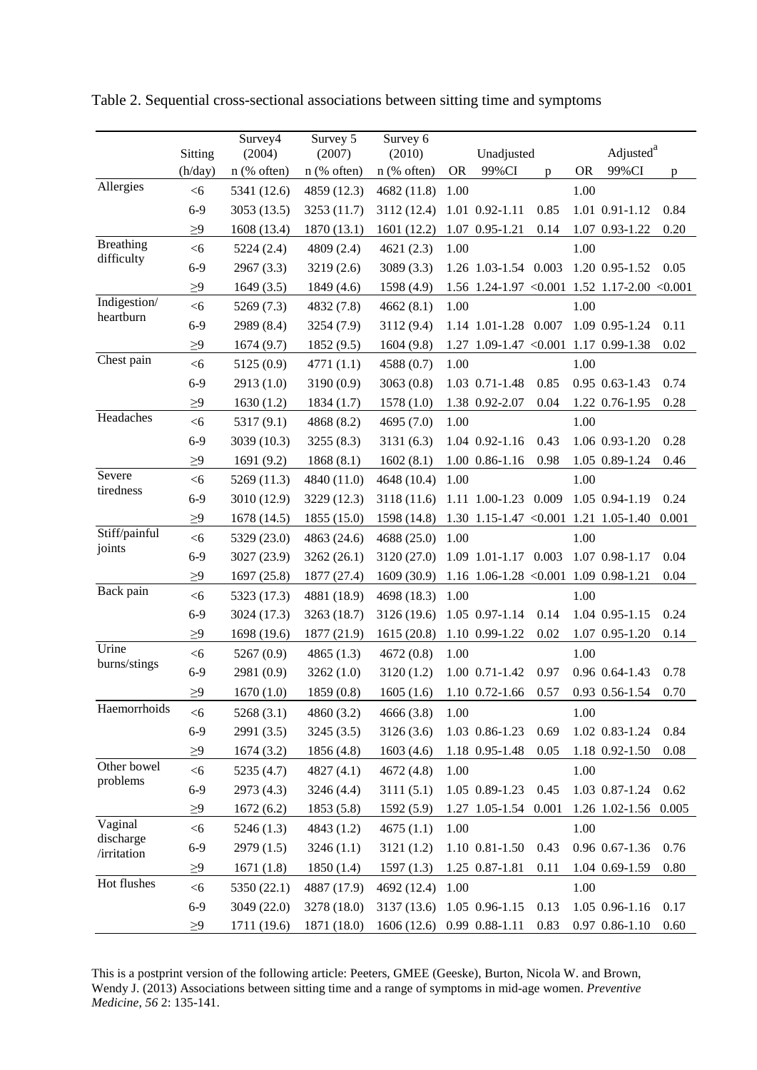Table 2. Sequential cross-sectional associations between sitting time and symptoms

| | Sitting | Survey4 (2004) | Survey 5 (2007) | Survey 6 (2010) | Unadjusted | | | Adjusted[a] | | |
|---|---|---|---|---|---|---|---|---|---|---|
| | (h/day) | n (% often) | n (% often) | n (% often) | OR | 99%CI | p | OR | 99%CI | p |
| Allergies | <6 | 5341 (12.6) | 4859 (12.3) | 4682 (11.8) | 1.00 | | | 1.00 | | |
| | 6-9 | 3053 (13.5) | 3253 (11.7) | 3112 (12.4) | 1.01 | 0.92-1.11 | 0.85 | 1.01 | 0.91-1.12 | 0.84 |
| | ≥9 | 1608 (13.4) | 1870 (13.1) | 1601 (12.2) | 1.07 | 0.95-1.21 | 0.14 | 1.07 | 0.93-1.22 | 0.20 |
| Breathing difficulty | <6 | 5224 (2.4) | 4809 (2.4) | 4621 (2.3) | 1.00 | | | 1.00 | | |
| | 6-9 | 2967 (3.3) | 3219 (2.6) | 3089 (3.3) | 1.26 | 1.03-1.54 | 0.003 | 1.20 | 0.95-1.52 | 0.05 |
| | ≥9 | 1649 (3.5) | 1849 (4.6) | 1598 (4.9) | 1.56 | 1.24-1.97 | <0.001 | 1.52 | 1.17-2.00 | <0.001 |
| Indigestion/ heartburn | <6 | 5269 (7.3) | 4832 (7.8) | 4662 (8.1) | 1.00 | | | 1.00 | | |
| | 6-9 | 2989 (8.4) | 3254 (7.9) | 3112 (9.4) | 1.14 | 1.01-1.28 | 0.007 | 1.09 | 0.95-1.24 | 0.11 |
| | ≥9 | 1674 (9.7) | 1852 (9.5) | 1604 (9.8) | 1.27 | 1.09-1.47 | <0.001 | 1.17 | 0.99-1.38 | 0.02 |
| Chest pain | <6 | 5125 (0.9) | 4771 (1.1) | 4588 (0.7) | 1.00 | | | 1.00 | | |
| | 6-9 | 2913 (1.0) | 3190 (0.9) | 3063 (0.8) | 1.03 | 0.71-1.48 | 0.85 | 0.95 | 0.63-1.43 | 0.74 |
| | ≥9 | 1630 (1.2) | 1834 (1.7) | 1578 (1.0) | 1.38 | 0.92-2.07 | 0.04 | 1.22 | 0.76-1.95 | 0.28 |
| Headaches | <6 | 5317 (9.1) | 4868 (8.2) | 4695 (7.0) | 1.00 | | | 1.00 | | |
| | 6-9 | 3039 (10.3) | 3255 (8.3) | 3131 (6.3) | 1.04 | 0.92-1.16 | 0.43 | 1.06 | 0.93-1.20 | 0.28 |
| | ≥9 | 1691 (9.2) | 1868 (8.1) | 1602 (8.1) | 1.00 | 0.86-1.16 | 0.98 | 1.05 | 0.89-1.24 | 0.46 |
| Severe tiredness | <6 | 5269 (11.3) | 4840 (11.0) | 4648 (10.4) | 1.00 | | | 1.00 | | |
| | 6-9 | 3010 (12.9) | 3229 (12.3) | 3118 (11.6) | 1.11 | 1.00-1.23 | 0.009 | 1.05 | 0.94-1.19 | 0.24 |
| | ≥9 | 1678 (14.5) | 1855 (15.0) | 1598 (14.8) | 1.30 | 1.15-1.47 | <0.001 | 1.21 | 1.05-1.40 | 0.001 |
| Stiff/painful joints | <6 | 5329 (23.0) | 4863 (24.6) | 4688 (25.0) | 1.00 | | | 1.00 | | |
| | 6-9 | 3027 (23.9) | 3262 (26.1) | 3120 (27.0) | 1.09 | 1.01-1.17 | 0.003 | 1.07 | 0.98-1.17 | 0.04 |
| | ≥9 | 1697 (25.8) | 1877 (27.4) | 1609 (30.9) | 1.16 | 1.06-1.28 | <0.001 | 1.09 | 0.98-1.21 | 0.04 |
| Back pain | <6 | 5323 (17.3) | 4881 (18.9) | 4698 (18.3) | 1.00 | | | 1.00 | | |
| | 6-9 | 3024 (17.3) | 3263 (18.7) | 3126 (19.6) | 1.05 | 0.97-1.14 | 0.14 | 1.04 | 0.95-1.15 | 0.24 |
| | ≥9 | 1698 (19.6) | 1877 (21.9) | 1615 (20.8) | 1.10 | 0.99-1.22 | 0.02 | 1.07 | 0.95-1.20 | 0.14 |
| Urine burns/stings | <6 | 5267 (0.9) | 4865 (1.3) | 4672 (0.8) | 1.00 | | | 1.00 | | |
| | 6-9 | 2981 (0.9) | 3262 (1.0) | 3120 (1.2) | 1.00 | 0.71-1.42 | 0.97 | 0.96 | 0.64-1.43 | 0.78 |
| | ≥9 | 1670 (1.0) | 1859 (0.8) | 1605 (1.6) | 1.10 | 0.72-1.66 | 0.57 | 0.93 | 0.56-1.54 | 0.70 |
| Haemorrhoids | <6 | 5268 (3.1) | 4860 (3.2) | 4666 (3.8) | 1.00 | | | 1.00 | | |
| | 6-9 | 2991 (3.5) | 3245 (3.5) | 3126 (3.6) | 1.03 | 0.86-1.23 | 0.69 | 1.02 | 0.83-1.24 | 0.84 |
| | ≥9 | 1674 (3.2) | 1856 (4.8) | 1603 (4.6) | 1.18 | 0.95-1.48 | 0.05 | 1.18 | 0.92-1.50 | 0.08 |
| Other bowel problems | <6 | 5235 (4.7) | 4827 (4.1) | 4672 (4.8) | 1.00 | | | 1.00 | | |
| | 6-9 | 2973 (4.3) | 3246 (4.4) | 3111 (5.1) | 1.05 | 0.89-1.23 | 0.45 | 1.03 | 0.87-1.24 | 0.62 |
| | ≥9 | 1672 (6.2) | 1853 (5.8) | 1592 (5.9) | 1.27 | 1.05-1.54 | 0.001 | 1.26 | 1.02-1.56 | 0.005 |
| Vaginal discharge /irritation | <6 | 5246 (1.3) | 4843 (1.2) | 4675 (1.1) | 1.00 | | | 1.00 | | |
| | 6-9 | 2979 (1.5) | 3246 (1.1) | 3121 (1.2) | 1.10 | 0.81-1.50 | 0.43 | 0.96 | 0.67-1.36 | 0.76 |
| | ≥9 | 1671 (1.8) | 1850 (1.4) | 1597 (1.3) | 1.25 | 0.87-1.81 | 0.11 | 1.04 | 0.69-1.59 | 0.80 |
| Hot flushes | <6 | 5350 (22.1) | 4887 (17.9) | 4692 (12.4) | 1.00 | | | 1.00 | | |
| | 6-9 | 3049 (22.0) | 3278 (18.0) | 3137 (13.6) | 1.05 | 0.96-1.15 | 0.13 | 1.05 | 0.96-1.16 | 0.17 |
| | ≥9 | 1711 (19.6) | 1871 (18.0) | 1606 (12.6) | 0.99 | 0.88-1.11 | 0.83 | 0.97 | 0.86-1.10 | 0.60 |

This is a postprint version of the following article: Peeters, GMEE (Geeske), Burton, Nicola W. and Brown, Wendy J. (2013) Associations between sitting time and a range of symptoms in mid-age women. *Preventive Medicine*, *56* 2: 135-141.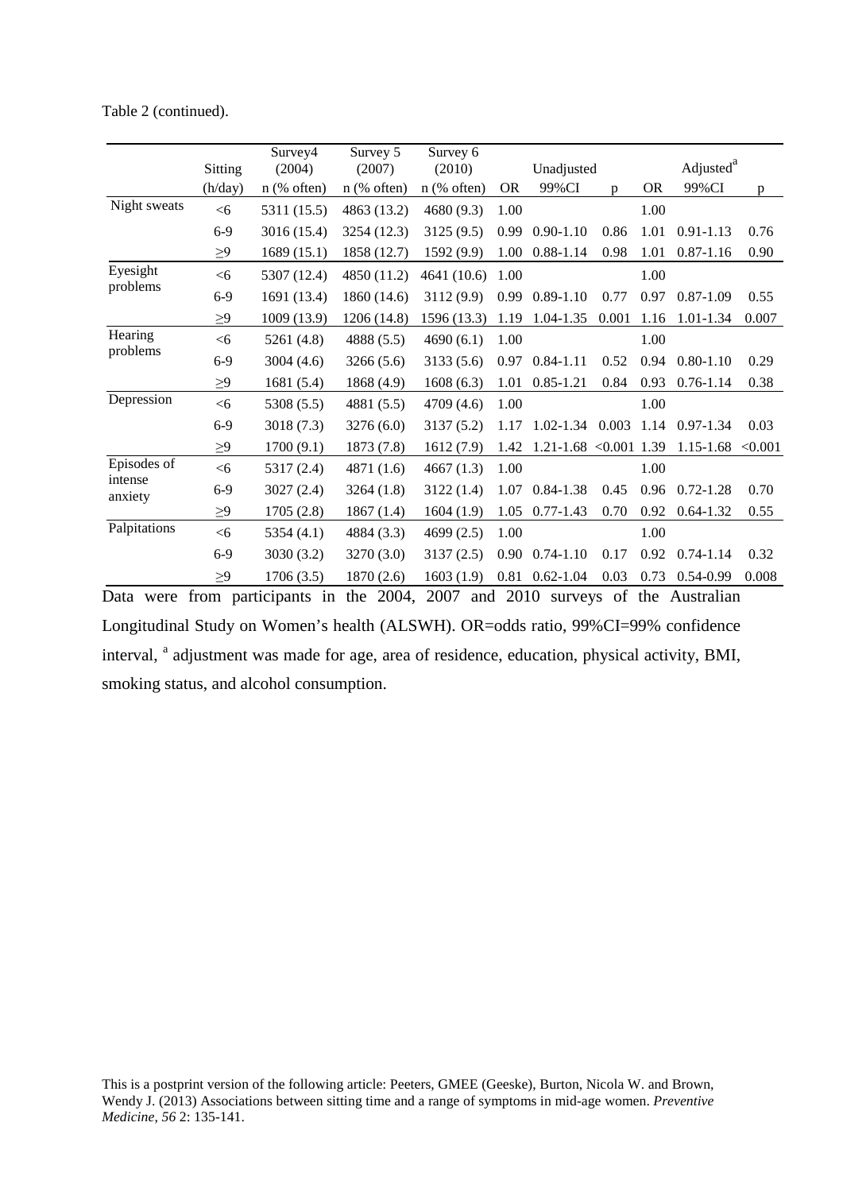Table 2 (continued).

| | Sitting | Survey4 (2004) | Survey 5 (2007) | Survey 6 (2010) | Unadjusted | | | Adjusted[a] | | |
|---|---|---|---|---|---|---|---|---|---|---|
| | (h/day) | n (% often) | n (% often) | n (% often) | OR | 99%CI | p | OR | 99%CI | p |
| Night sweats | <6 | 5311 (15.5) | 4863 (13.2) | 4680 (9.3) | 1.00 | | | 1.00 | | |
| | 6-9 | 3016 (15.4) | 3254 (12.3) | 3125 (9.5) | 0.99 | 0.90-1.10 | 0.86 | 1.01 | 0.91-1.13 | 0.76 |
| | ≥9 | 1689 (15.1) | 1858 (12.7) | 1592 (9.9) | 1.00 | 0.88-1.14 | 0.98 | 1.01 | 0.87-1.16 | 0.90 |
| Eyesight problems | <6 | 5307 (12.4) | 4850 (11.2) | 4641 (10.6) | 1.00 | | | 1.00 | | |
| | 6-9 | 1691 (13.4) | 1860 (14.6) | 3112 (9.9) | 0.99 | 0.89-1.10 | 0.77 | 0.97 | 0.87-1.09 | 0.55 |
| | ≥9 | 1009 (13.9) | 1206 (14.8) | 1596 (13.3) | 1.19 | 1.04-1.35 | 0.001 | 1.16 | 1.01-1.34 | 0.007 |
| Hearing problems | <6 | 5261 (4.8) | 4888 (5.5) | 4690 (6.1) | 1.00 | | | 1.00 | | |
| | 6-9 | 3004 (4.6) | 3266 (5.6) | 3133 (5.6) | 0.97 | 0.84-1.11 | 0.52 | 0.94 | 0.80-1.10 | 0.29 |
| | ≥9 | 1681 (5.4) | 1868 (4.9) | 1608 (6.3) | 1.01 | 0.85-1.21 | 0.84 | 0.93 | 0.76-1.14 | 0.38 |
| Depression | <6 | 5308 (5.5) | 4881 (5.5) | 4709 (4.6) | 1.00 | | | 1.00 | | |
| | 6-9 | 3018 (7.3) | 3276 (6.0) | 3137 (5.2) | 1.17 | 1.02-1.34 | 0.003 | 1.14 | 0.97-1.34 | 0.03 |
| | ≥9 | 1700 (9.1) | 1873 (7.8) | 1612 (7.9) | 1.42 | 1.21-1.68 | <0.001 | 1.39 | 1.15-1.68 | <0.001 |
| Episodes of intense anxiety | <6 | 5317 (2.4) | 4871 (1.6) | 4667 (1.3) | 1.00 | | | 1.00 | | |
| | 6-9 | 3027 (2.4) | 3264 (1.8) | 3122 (1.4) | 1.07 | 0.84-1.38 | 0.45 | 0.96 | 0.72-1.28 | 0.70 |
| | ≥9 | 1705 (2.8) | 1867 (1.4) | 1604 (1.9) | 1.05 | 0.77-1.43 | 0.70 | 0.92 | 0.64-1.32 | 0.55 |
| Palpitations | <6 | 5354 (4.1) | 4884 (3.3) | 4699 (2.5) | 1.00 | | | 1.00 | | |
| | 6-9 | 3030 (3.2) | 3270 (3.0) | 3137 (2.5) | 0.90 | 0.74-1.10 | 0.17 | 0.92 | 0.74-1.14 | 0.32 |
| | ≥9 | 1706 (3.5) | 1870 (2.6) | 1603 (1.9) | 0.81 | 0.62-1.04 | 0.03 | 0.73 | 0.54-0.99 | 0.008 |

Data were from participants in the 2004, 2007 and 2010 surveys of the Australian Longitudinal Study on Women's health (ALSWH). OR=odds ratio, 99%CI=99% confidence interval, [a] adjustment was made for age, area of residence, education, physical activity, BMI, smoking status, and alcohol consumption.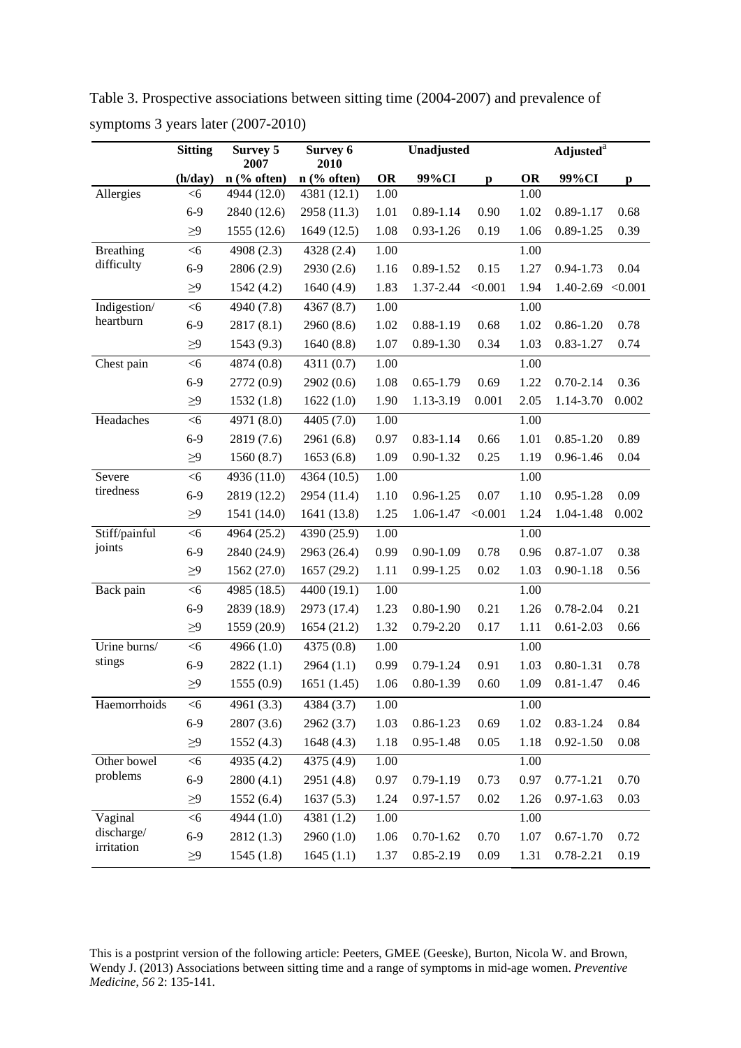Table 3. Prospective associations between sitting time (2004-2007) and prevalence of symptoms 3 years later (2007-2010)

| | Sitting | Survey 5 2007 | Survey 6 2010 | Unadjusted | | | Adjusted[a] | | |
|---|---|---|---|---|---|---|---|---|---|
| | (h/day) | n (% often) | n (% often) | OR | 99%CI | p | OR | 99%CI | p |
| Allergies | <6 | 4944 (12.0) | 4381 (12.1) | 1.00 | | | 1.00 | | |
| | 6-9 | 2840 (12.6) | 2958 (11.3) | 1.01 | 0.89-1.14 | 0.90 | 1.02 | 0.89-1.17 | 0.68 |
| | ≥9 | 1555 (12.6) | 1649 (12.5) | 1.08 | 0.93-1.26 | 0.19 | 1.06 | 0.89-1.25 | 0.39 |
| Breathing difficulty | <6 | 4908 (2.3) | 4328 (2.4) | 1.00 | | | 1.00 | | |
| | 6-9 | 2806 (2.9) | 2930 (2.6) | 1.16 | 0.89-1.52 | 0.15 | 1.27 | 0.94-1.73 | 0.04 |
| | ≥9 | 1542 (4.2) | 1640 (4.9) | 1.83 | 1.37-2.44 | <0.001 | 1.94 | 1.40-2.69 | <0.001 |
| Indigestion/ heartburn | <6 | 4940 (7.8) | 4367 (8.7) | 1.00 | | | 1.00 | | |
| | 6-9 | 2817 (8.1) | 2960 (8.6) | 1.02 | 0.88-1.19 | 0.68 | 1.02 | 0.86-1.20 | 0.78 |
| | ≥9 | 1543 (9.3) | 1640 (8.8) | 1.07 | 0.89-1.30 | 0.34 | 1.03 | 0.83-1.27 | 0.74 |
| Chest pain | <6 | 4874 (0.8) | 4311 (0.7) | 1.00 | | | 1.00 | | |
| | 6-9 | 2772 (0.9) | 2902 (0.6) | 1.08 | 0.65-1.79 | 0.69 | 1.22 | 0.70-2.14 | 0.36 |
| | ≥9 | 1532 (1.8) | 1622 (1.0) | 1.90 | 1.13-3.19 | 0.001 | 2.05 | 1.14-3.70 | 0.002 |
| Headaches | <6 | 4971 (8.0) | 4405 (7.0) | 1.00 | | | 1.00 | | |
| | 6-9 | 2819 (7.6) | 2961 (6.8) | 0.97 | 0.83-1.14 | 0.66 | 1.01 | 0.85-1.20 | 0.89 |
| | ≥9 | 1560 (8.7) | 1653 (6.8) | 1.09 | 0.90-1.32 | 0.25 | 1.19 | 0.96-1.46 | 0.04 |
| Severe tiredness | <6 | 4936 (11.0) | 4364 (10.5) | 1.00 | | | 1.00 | | |
| | 6-9 | 2819 (12.2) | 2954 (11.4) | 1.10 | 0.96-1.25 | 0.07 | 1.10 | 0.95-1.28 | 0.09 |
| | ≥9 | 1541 (14.0) | 1641 (13.8) | 1.25 | 1.06-1.47 | <0.001 | 1.24 | 1.04-1.48 | 0.002 |
| Stiff/painful joints | <6 | 4964 (25.2) | 4390 (25.9) | 1.00 | | | 1.00 | | |
| | 6-9 | 2840 (24.9) | 2963 (26.4) | 0.99 | 0.90-1.09 | 0.78 | 0.96 | 0.87-1.07 | 0.38 |
| | ≥9 | 1562 (27.0) | 1657 (29.2) | 1.11 | 0.99-1.25 | 0.02 | 1.03 | 0.90-1.18 | 0.56 |
| Back pain | <6 | 4985 (18.5) | 4400 (19.1) | 1.00 | | | 1.00 | | |
| | 6-9 | 2839 (18.9) | 2973 (17.4) | 1.23 | 0.80-1.90 | 0.21 | 1.26 | 0.78-2.04 | 0.21 |
| | ≥9 | 1559 (20.9) | 1654 (21.2) | 1.32 | 0.79-2.20 | 0.17 | 1.11 | 0.61-2.03 | 0.66 |
| Urine burns/ stings | <6 | 4966 (1.0) | 4375 (0.8) | 1.00 | | | 1.00 | | |
| | 6-9 | 2822 (1.1) | 2964 (1.1) | 0.99 | 0.79-1.24 | 0.91 | 1.03 | 0.80-1.31 | 0.78 |
| | ≥9 | 1555 (0.9) | 1651 (1.45) | 1.06 | 0.80-1.39 | 0.60 | 1.09 | 0.81-1.47 | 0.46 |
| Haemorrhoids | <6 | 4961 (3.3) | 4384 (3.7) | 1.00 | | | 1.00 | | |
| | 6-9 | 2807 (3.6) | 2962 (3.7) | 1.03 | 0.86-1.23 | 0.69 | 1.02 | 0.83-1.24 | 0.84 |
| | ≥9 | 1552 (4.3) | 1648 (4.3) | 1.18 | 0.95-1.48 | 0.05 | 1.18 | 0.92-1.50 | 0.08 |
| Other bowel problems | <6 | 4935 (4.2) | 4375 (4.9) | 1.00 | | | 1.00 | | |
| | 6-9 | 2800 (4.1) | 2951 (4.8) | 0.97 | 0.79-1.19 | 0.73 | 0.97 | 0.77-1.21 | 0.70 |
| | ≥9 | 1552 (6.4) | 1637 (5.3) | 1.24 | 0.97-1.57 | 0.02 | 1.26 | 0.97-1.63 | 0.03 |
| Vaginal discharge/ irritation | <6 | 4944 (1.0) | 4381 (1.2) | 1.00 | | | 1.00 | | |
| | 6-9 | 2812 (1.3) | 2960 (1.0) | 1.06 | 0.70-1.62 | 0.70 | 1.07 | 0.67-1.70 | 0.72 |
| | ≥9 | 1545 (1.8) | 1645 (1.1) | 1.37 | 0.85-2.19 | 0.09 | 1.31 | 0.78-2.21 | 0.19 |

This is a postprint version of the following article: Peeters, GMEE (Geeske), Burton, Nicola W. and Brown, Wendy J. (2013) Associations between sitting time and a range of symptoms in mid-age women. *Preventive Medicine*, *56* 2: 135-141.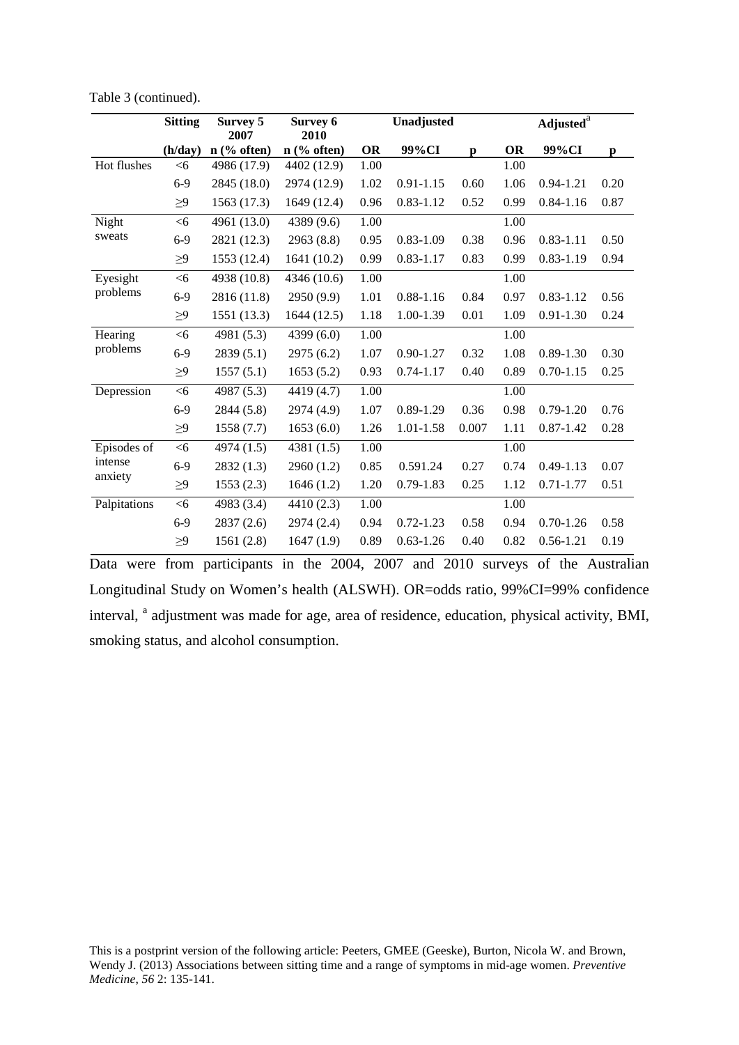Table 3 (continued).

| | Sitting | Survey 5 2007 | Survey 6 2010 | Unadjusted | | | Adjusted[a] | | |
|---|---|---|---|---|---|---|---|---|---|
| | (h/day) | n (% often) | n (% often) | OR | 99%CI | p | OR | 99%CI | p |
| Hot flushes | <6 | 4986 (17.9) | 4402 (12.9) | 1.00 | | | 1.00 | | |
| | 6-9 | 2845 (18.0) | 2974 (12.9) | 1.02 | 0.91-1.15 | 0.60 | 1.06 | 0.94-1.21 | 0.20 |
| | ≥9 | 1563 (17.3) | 1649 (12.4) | 0.96 | 0.83-1.12 | 0.52 | 0.99 | 0.84-1.16 | 0.87 |
| Night sweats | <6 | 4961 (13.0) | 4389 (9.6) | 1.00 | | | 1.00 | | |
| | 6-9 | 2821 (12.3) | 2963 (8.8) | 0.95 | 0.83-1.09 | 0.38 | 0.96 | 0.83-1.11 | 0.50 |
| | ≥9 | 1553 (12.4) | 1641 (10.2) | 0.99 | 0.83-1.17 | 0.83 | 0.99 | 0.83-1.19 | 0.94 |
| Eyesight problems | <6 | 4938 (10.8) | 4346 (10.6) | 1.00 | | | 1.00 | | |
| | 6-9 | 2816 (11.8) | 2950 (9.9) | 1.01 | 0.88-1.16 | 0.84 | 0.97 | 0.83-1.12 | 0.56 |
| | ≥9 | 1551 (13.3) | 1644 (12.5) | 1.18 | 1.00-1.39 | 0.01 | 1.09 | 0.91-1.30 | 0.24 |
| Hearing problems | <6 | 4981 (5.3) | 4399 (6.0) | 1.00 | | | 1.00 | | |
| | 6-9 | 2839 (5.1) | 2975 (6.2) | 1.07 | 0.90-1.27 | 0.32 | 1.08 | 0.89-1.30 | 0.30 |
| | ≥9 | 1557 (5.1) | 1653 (5.2) | 0.93 | 0.74-1.17 | 0.40 | 0.89 | 0.70-1.15 | 0.25 |
| Depression | <6 | 4987 (5.3) | 4419 (4.7) | 1.00 | | | 1.00 | | |
| | 6-9 | 2844 (5.8) | 2974 (4.9) | 1.07 | 0.89-1.29 | 0.36 | 0.98 | 0.79-1.20 | 0.76 |
| | ≥9 | 1558 (7.7) | 1653 (6.0) | 1.26 | 1.01-1.58 | 0.007 | 1.11 | 0.87-1.42 | 0.28 |
| Episodes of intense anxiety | <6 | 4974 (1.5) | 4381 (1.5) | 1.00 | | | 1.00 | | |
| | 6-9 | 2832 (1.3) | 2960 (1.2) | 0.85 | 0.591.24 | 0.27 | 0.74 | 0.49-1.13 | 0.07 |
| | ≥9 | 1553 (2.3) | 1646 (1.2) | 1.20 | 0.79-1.83 | 0.25 | 1.12 | 0.71-1.77 | 0.51 |
| Palpitations | <6 | 4983 (3.4) | 4410 (2.3) | 1.00 | | | 1.00 | | |
| | 6-9 | 2837 (2.6) | 2974 (2.4) | 0.94 | 0.72-1.23 | 0.58 | 0.94 | 0.70-1.26 | 0.58 |
| | ≥9 | 1561 (2.8) | 1647 (1.9) | 0.89 | 0.63-1.26 | 0.40 | 0.82 | 0.56-1.21 | 0.19 |

Data were from participants in the 2004, 2007 and 2010 surveys of the Australian Longitudinal Study on Women's health (ALSWH). OR=odds ratio, 99%CI=99% confidence interval, [a] adjustment was made for age, area of residence, education, physical activity, BMI, smoking status, and alcohol consumption.

This is a postprint version of the following article: Peeters, GMEE (Geeske), Burton, Nicola W. and Brown, Wendy J. (2013) Associations between sitting time and a range of symptoms in mid-age women. *Preventive Medicine*, *56* 2: 135-141.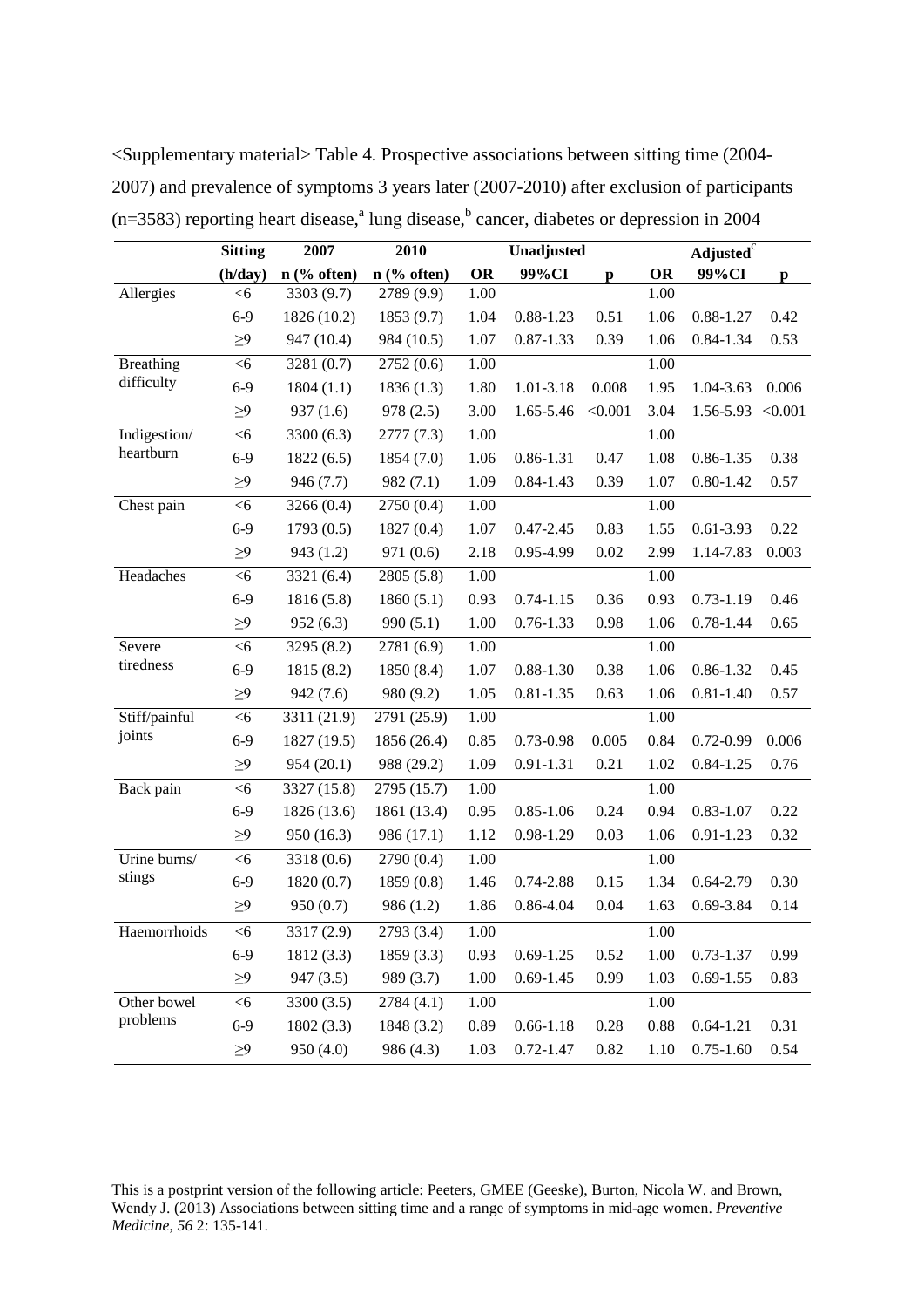<Supplementary material> Table 4. Prospective associations between sitting time (2004-2007) and prevalence of symptoms 3 years later (2007-2010) after exclusion of participants (n=3583) reporting heart disease,[a] lung disease,[b] cancer, diabetes or depression in 2004

| | Sitting | 2007 | 2010 | Unadjusted | | | Adjusted[c] | | |
|---|---|---|---|---|---|---|---|---|---|
| | (h/day) | n (% often) | n (% often) | OR | 99%CI | p | OR | 99%CI | p |
| Allergies | <6 | 3303 (9.7) | 2789 (9.9) | 1.00 | | | 1.00 | | |
| | 6-9 | 1826 (10.2) | 1853 (9.7) | 1.04 | 0.88-1.23 | 0.51 | 1.06 | 0.88-1.27 | 0.42 |
| | ≥9 | 947 (10.4) | 984 (10.5) | 1.07 | 0.87-1.33 | 0.39 | 1.06 | 0.84-1.34 | 0.53 |
| Breathing difficulty | <6 | 3281 (0.7) | 2752 (0.6) | 1.00 | | | 1.00 | | |
| | 6-9 | 1804 (1.1) | 1836 (1.3) | 1.80 | 1.01-3.18 | 0.008 | 1.95 | 1.04-3.63 | 0.006 |
| | ≥9 | 937 (1.6) | 978 (2.5) | 3.00 | 1.65-5.46 | <0.001 | 3.04 | 1.56-5.93 | <0.001 |
| Indigestion/ heartburn | <6 | 3300 (6.3) | 2777 (7.3) | 1.00 | | | 1.00 | | |
| | 6-9 | 1822 (6.5) | 1854 (7.0) | 1.06 | 0.86-1.31 | 0.47 | 1.08 | 0.86-1.35 | 0.38 |
| | ≥9 | 946 (7.7) | 982 (7.1) | 1.09 | 0.84-1.43 | 0.39 | 1.07 | 0.80-1.42 | 0.57 |
| Chest pain | <6 | 3266 (0.4) | 2750 (0.4) | 1.00 | | | 1.00 | | |
| | 6-9 | 1793 (0.5) | 1827 (0.4) | 1.07 | 0.47-2.45 | 0.83 | 1.55 | 0.61-3.93 | 0.22 |
| | ≥9 | 943 (1.2) | 971 (0.6) | 2.18 | 0.95-4.99 | 0.02 | 2.99 | 1.14-7.83 | 0.003 |
| Headaches | <6 | 3321 (6.4) | 2805 (5.8) | 1.00 | | | 1.00 | | |
| | 6-9 | 1816 (5.8) | 1860 (5.1) | 0.93 | 0.74-1.15 | 0.36 | 0.93 | 0.73-1.19 | 0.46 |
| | ≥9 | 952 (6.3) | 990 (5.1) | 1.00 | 0.76-1.33 | 0.98 | 1.06 | 0.78-1.44 | 0.65 |
| Severe tiredness | <6 | 3295 (8.2) | 2781 (6.9) | 1.00 | | | 1.00 | | |
| | 6-9 | 1815 (8.2) | 1850 (8.4) | 1.07 | 0.88-1.30 | 0.38 | 1.06 | 0.86-1.32 | 0.45 |
| | ≥9 | 942 (7.6) | 980 (9.2) | 1.05 | 0.81-1.35 | 0.63 | 1.06 | 0.81-1.40 | 0.57 |
| Stiff/painful joints | <6 | 3311 (21.9) | 2791 (25.9) | 1.00 | | | 1.00 | | |
| | 6-9 | 1827 (19.5) | 1856 (26.4) | 0.85 | 0.73-0.98 | 0.005 | 0.84 | 0.72-0.99 | 0.006 |
| | ≥9 | 954 (20.1) | 988 (29.2) | 1.09 | 0.91-1.31 | 0.21 | 1.02 | 0.84-1.25 | 0.76 |
| Back pain | <6 | 3327 (15.8) | 2795 (15.7) | 1.00 | | | 1.00 | | |
| | 6-9 | 1826 (13.6) | 1861 (13.4) | 0.95 | 0.85-1.06 | 0.24 | 0.94 | 0.83-1.07 | 0.22 |
| | ≥9 | 950 (16.3) | 986 (17.1) | 1.12 | 0.98-1.29 | 0.03 | 1.06 | 0.91-1.23 | 0.32 |
| Urine burns/ stings | <6 | 3318 (0.6) | 2790 (0.4) | 1.00 | | | 1.00 | | |
| | 6-9 | 1820 (0.7) | 1859 (0.8) | 1.46 | 0.74-2.88 | 0.15 | 1.34 | 0.64-2.79 | 0.30 |
| | ≥9 | 950 (0.7) | 986 (1.2) | 1.86 | 0.86-4.04 | 0.04 | 1.63 | 0.69-3.84 | 0.14 |
| Haemorrhoids | <6 | 3317 (2.9) | 2793 (3.4) | 1.00 | | | 1.00 | | |
| | 6-9 | 1812 (3.3) | 1859 (3.3) | 0.93 | 0.69-1.25 | 0.52 | 1.00 | 0.73-1.37 | 0.99 |
| | ≥9 | 947 (3.5) | 989 (3.7) | 1.00 | 0.69-1.45 | 0.99 | 1.03 | 0.69-1.55 | 0.83 |
| Other bowel problems | <6 | 3300 (3.5) | 2784 (4.1) | 1.00 | | | 1.00 | | |
| | 6-9 | 1802 (3.3) | 1848 (3.2) | 0.89 | 0.66-1.18 | 0.28 | 0.88 | 0.64-1.21 | 0.31 |
| | ≥9 | 950 (4.0) | 986 (4.3) | 1.03 | 0.72-1.47 | 0.82 | 1.10 | 0.75-1.60 | 0.54 |

This is a postprint version of the following article: Peeters, GMEE (Geeske), Burton, Nicola W. and Brown, Wendy J. (2013) Associations between sitting time and a range of symptoms in mid-age women. *Preventive Medicine*, *56* 2: 135-141.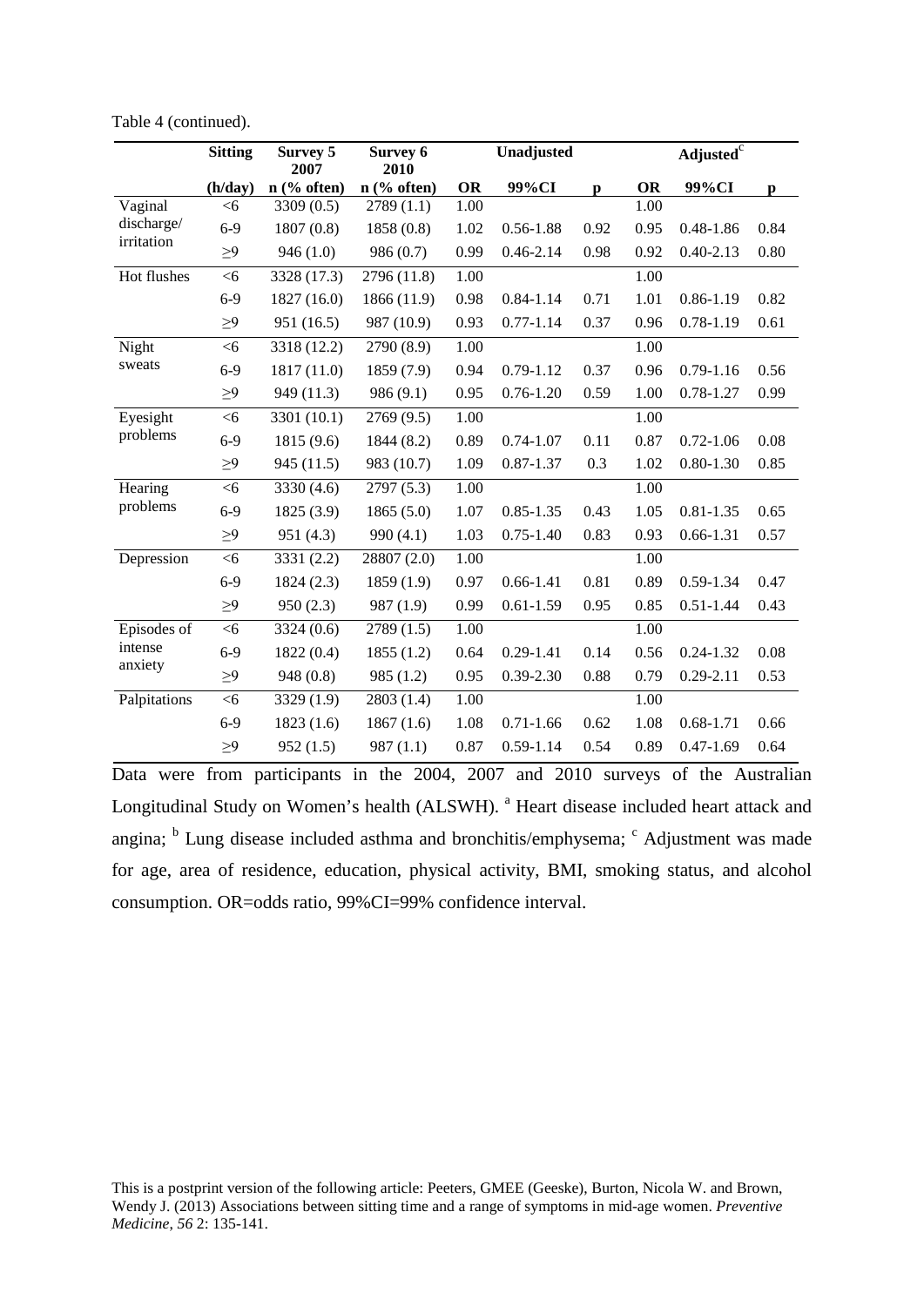Table 4 (continued).

| | Sitting | Survey 5 2007 | Survey 6 2010 | Unadjusted | | | Adjusted[c] | | |
|---|---|---|---|---|---|---|---|---|---|
| | (h/day) | n (% often) | n (% often) | OR | 99%CI | p | OR | 99%CI | p |
| Vaginal discharge/ irritation | <6 | 3309 (0.5) | 2789 (1.1) | 1.00 | | | 1.00 | | |
| | 6-9 | 1807 (0.8) | 1858 (0.8) | 1.02 | 0.56-1.88 | 0.92 | 0.95 | 0.48-1.86 | 0.84 |
| | ≥9 | 946 (1.0) | 986 (0.7) | 0.99 | 0.46-2.14 | 0.98 | 0.92 | 0.40-2.13 | 0.80 |
| Hot flushes | <6 | 3328 (17.3) | 2796 (11.8) | 1.00 | | | 1.00 | | |
| | 6-9 | 1827 (16.0) | 1866 (11.9) | 0.98 | 0.84-1.14 | 0.71 | 1.01 | 0.86-1.19 | 0.82 |
| | ≥9 | 951 (16.5) | 987 (10.9) | 0.93 | 0.77-1.14 | 0.37 | 0.96 | 0.78-1.19 | 0.61 |
| Night sweats | <6 | 3318 (12.2) | 2790 (8.9) | 1.00 | | | 1.00 | | |
| | 6-9 | 1817 (11.0) | 1859 (7.9) | 0.94 | 0.79-1.12 | 0.37 | 0.96 | 0.79-1.16 | 0.56 |
| | ≥9 | 949 (11.3) | 986 (9.1) | 0.95 | 0.76-1.20 | 0.59 | 1.00 | 0.78-1.27 | 0.99 |
| Eyesight problems | <6 | 3301 (10.1) | 2769 (9.5) | 1.00 | | | 1.00 | | |
| | 6-9 | 1815 (9.6) | 1844 (8.2) | 0.89 | 0.74-1.07 | 0.11 | 0.87 | 0.72-1.06 | 0.08 |
| | ≥9 | 945 (11.5) | 983 (10.7) | 1.09 | 0.87-1.37 | 0.3 | 1.02 | 0.80-1.30 | 0.85 |
| Hearing problems | <6 | 3330 (4.6) | 2797 (5.3) | 1.00 | | | 1.00 | | |
| | 6-9 | 1825 (3.9) | 1865 (5.0) | 1.07 | 0.85-1.35 | 0.43 | 1.05 | 0.81-1.35 | 0.65 |
| | ≥9 | 951 (4.3) | 990 (4.1) | 1.03 | 0.75-1.40 | 0.83 | 0.93 | 0.66-1.31 | 0.57 |
| Depression | <6 | 3331 (2.2) | 28807 (2.0) | 1.00 | | | 1.00 | | |
| | 6-9 | 1824 (2.3) | 1859 (1.9) | 0.97 | 0.66-1.41 | 0.81 | 0.89 | 0.59-1.34 | 0.47 |
| | ≥9 | 950 (2.3) | 987 (1.9) | 0.99 | 0.61-1.59 | 0.95 | 0.85 | 0.51-1.44 | 0.43 |
| Episodes of intense anxiety | <6 | 3324 (0.6) | 2789 (1.5) | 1.00 | | | 1.00 | | |
| | 6-9 | 1822 (0.4) | 1855 (1.2) | 0.64 | 0.29-1.41 | 0.14 | 0.56 | 0.24-1.32 | 0.08 |
| | ≥9 | 948 (0.8) | 985 (1.2) | 0.95 | 0.39-2.30 | 0.88 | 0.79 | 0.29-2.11 | 0.53 |
| Palpitations | <6 | 3329 (1.9) | 2803 (1.4) | 1.00 | | | 1.00 | | |
| | 6-9 | 1823 (1.6) | 1867 (1.6) | 1.08 | 0.71-1.66 | 0.62 | 1.08 | 0.68-1.71 | 0.66 |
| | ≥9 | 952 (1.5) | 987 (1.1) | 0.87 | 0.59-1.14 | 0.54 | 0.89 | 0.47-1.69 | 0.64 |

Data were from participants in the 2004, 2007 and 2010 surveys of the Australian Longitudinal Study on Women's health (ALSWH). [a] Heart disease included heart attack and angina; [b] Lung disease included asthma and bronchitis/emphysema; [c] Adjustment was made for age, area of residence, education, physical activity, BMI, smoking status, and alcohol consumption. OR=odds ratio, 99%CI=99% confidence interval.

This is a postprint version of the following article: Peeters, GMEE (Geeske), Burton, Nicola W. and Brown, Wendy J. (2013) Associations between sitting time and a range of symptoms in mid-age women. *Preventive Medicine*, *56* 2: 135-141.